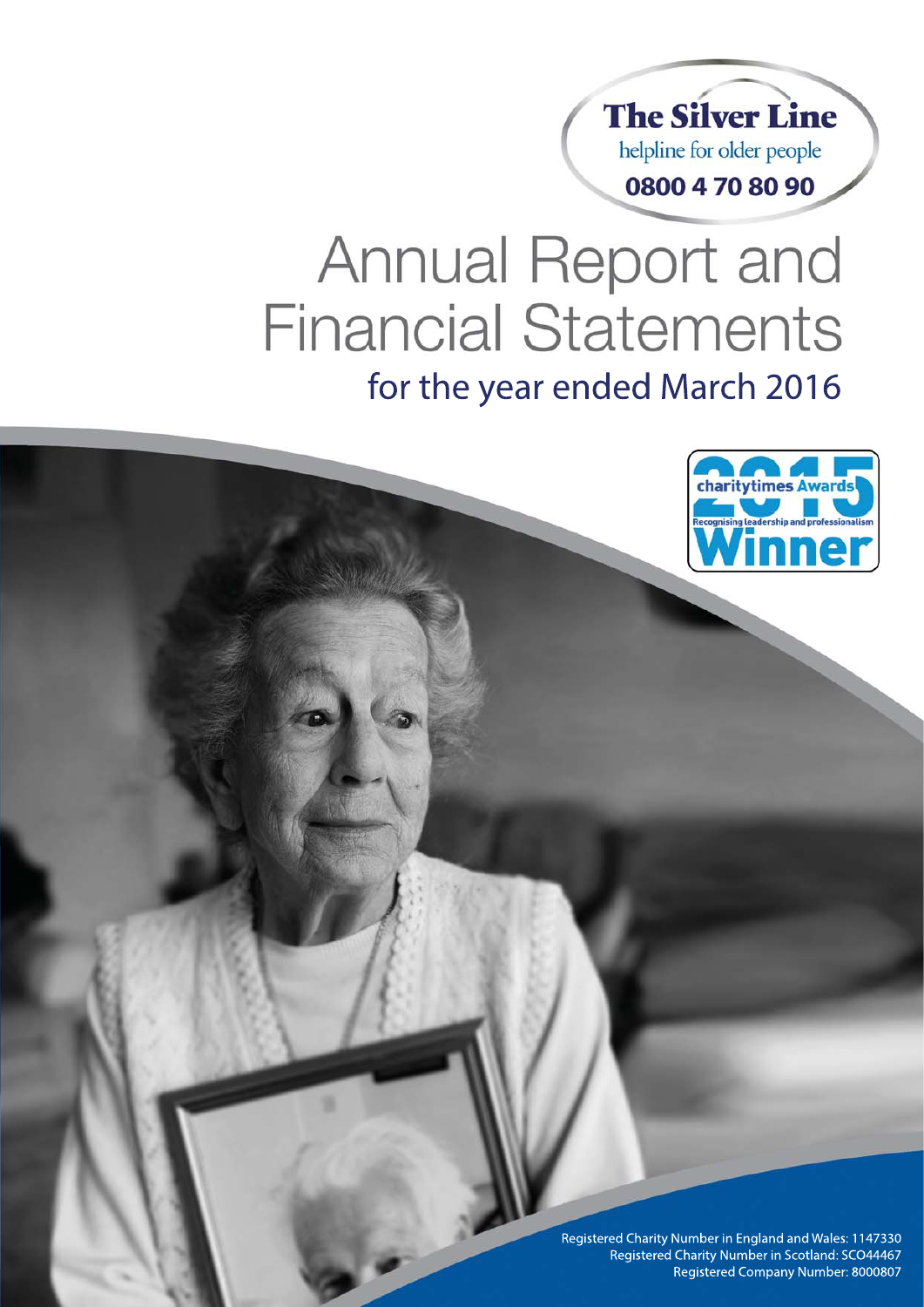**The Silver Line**

helpline for older people

**0800 4 70 80 90**

# Annual Report and Financial Statements

## for the year ended March 2016

charitytimes Awards 2015 Winner – Recognising leadership and professionalism

Registered Charity Number in England and Wales: 1147330
Registered Charity Number in Scotland: SCO44467
Registered Company Number: 8000807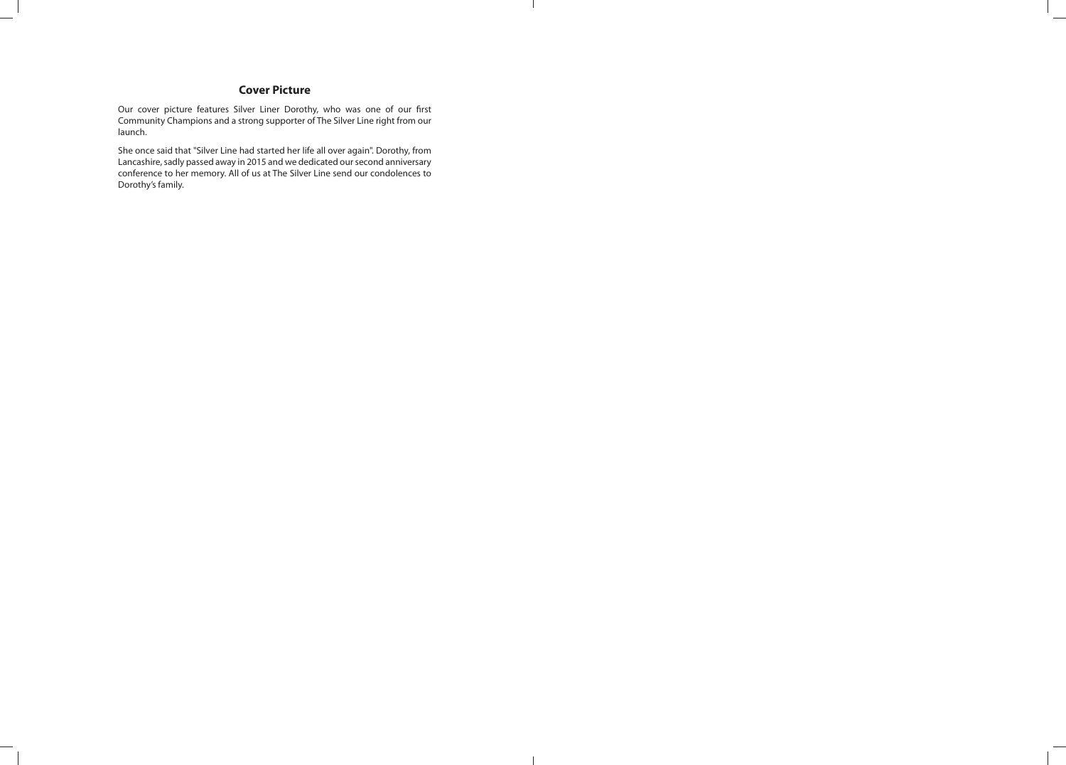## Cover Picture

Our cover picture features Silver Liner Dorothy, who was one of our first Community Champions and a strong supporter of The Silver Line right from our launch.

She once said that "Silver Line had started her life all over again". Dorothy, from Lancashire, sadly passed away in 2015 and we dedicated our second anniversary conference to her memory. All of us at The Silver Line send our condolences to Dorothy's family.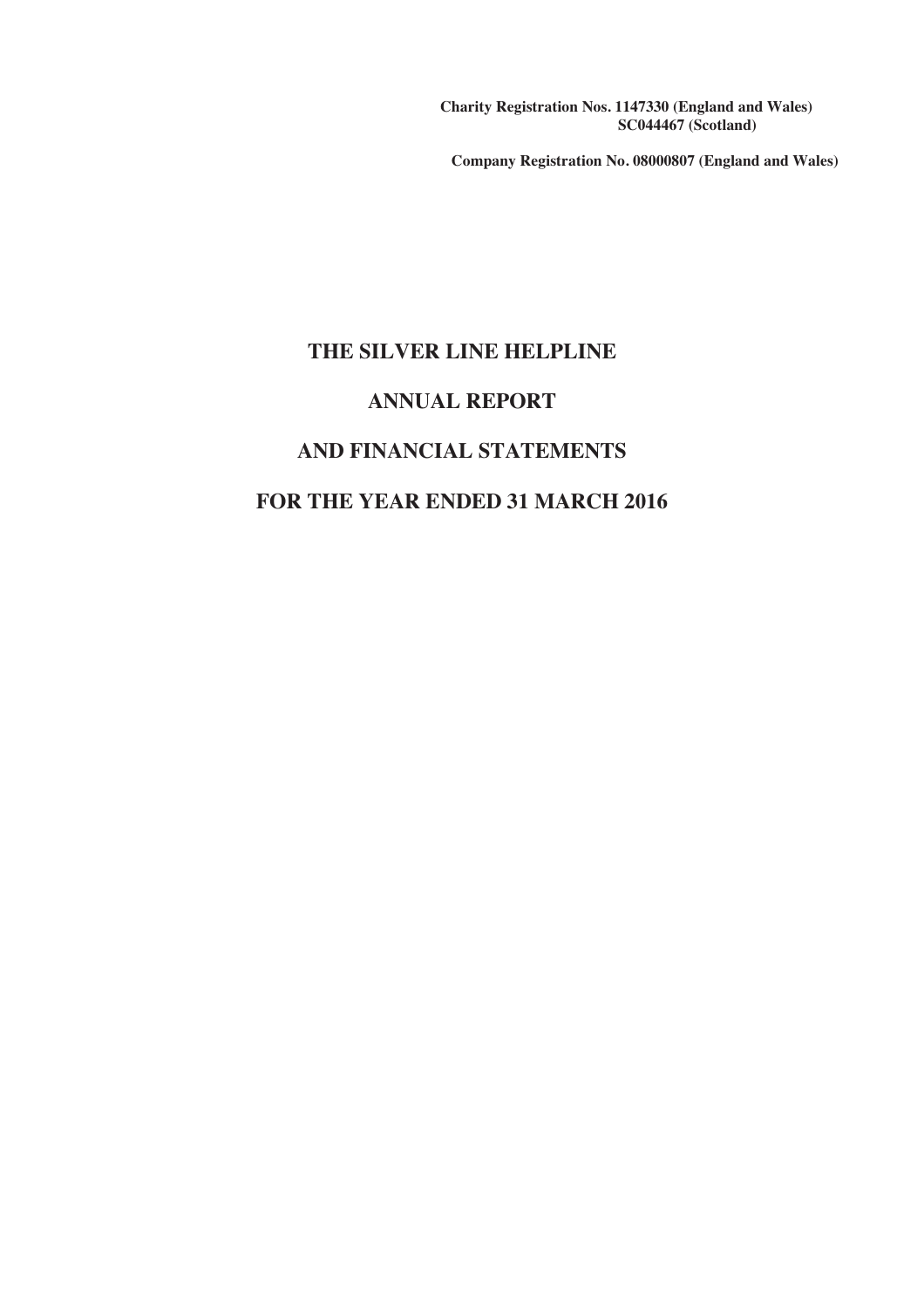**Charity Registration Nos. 1147330 (England and Wales)**
**SC044467 (Scotland)**

**Company Registration No. 08000807 (England and Wales)**

# THE SILVER LINE HELPLINE

# ANNUAL REPORT

# AND FINANCIAL STATEMENTS

# FOR THE YEAR ENDED 31 MARCH 2016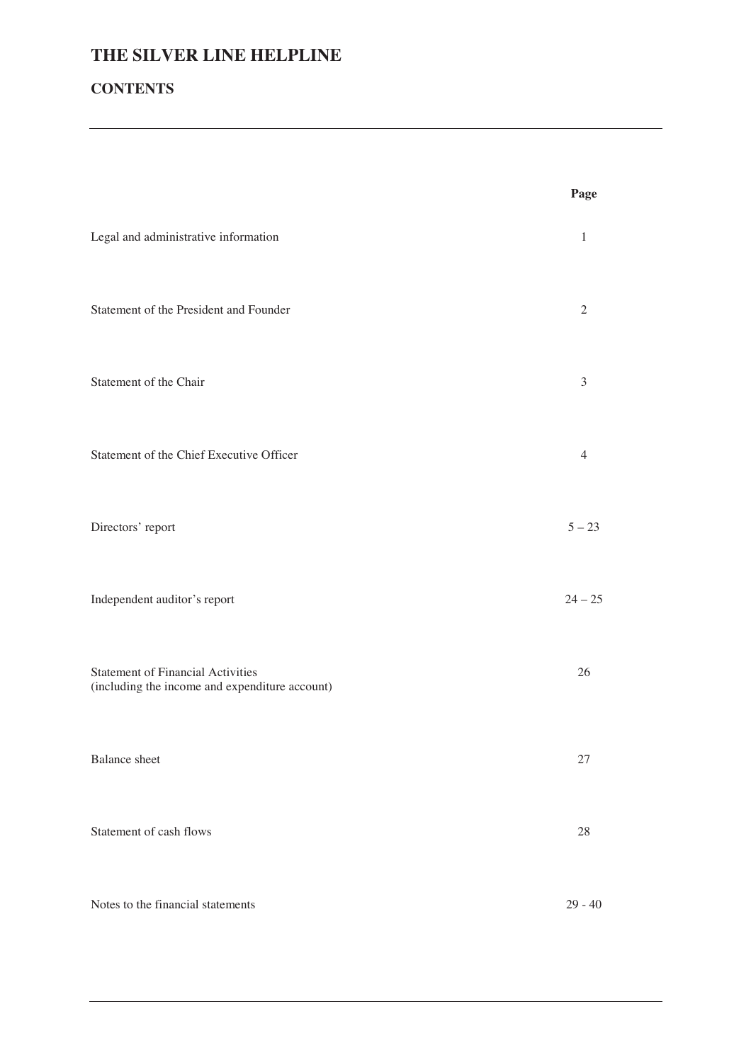# THE SILVER LINE HELPLINE

## CONTENTS

| | Page |
|---|---|
| Legal and administrative information | 1 |
| Statement of the President and Founder | 2 |
| Statement of the Chair | 3 |
| Statement of the Chief Executive Officer | 4 |
| Directors' report | 5 – 23 |
| Independent auditor's report | 24 – 25 |
| Statement of Financial Activities (including the income and expenditure account) | 26 |
| Balance sheet | 27 |
| Statement of cash flows | 28 |
| Notes to the financial statements | 29 - 40 |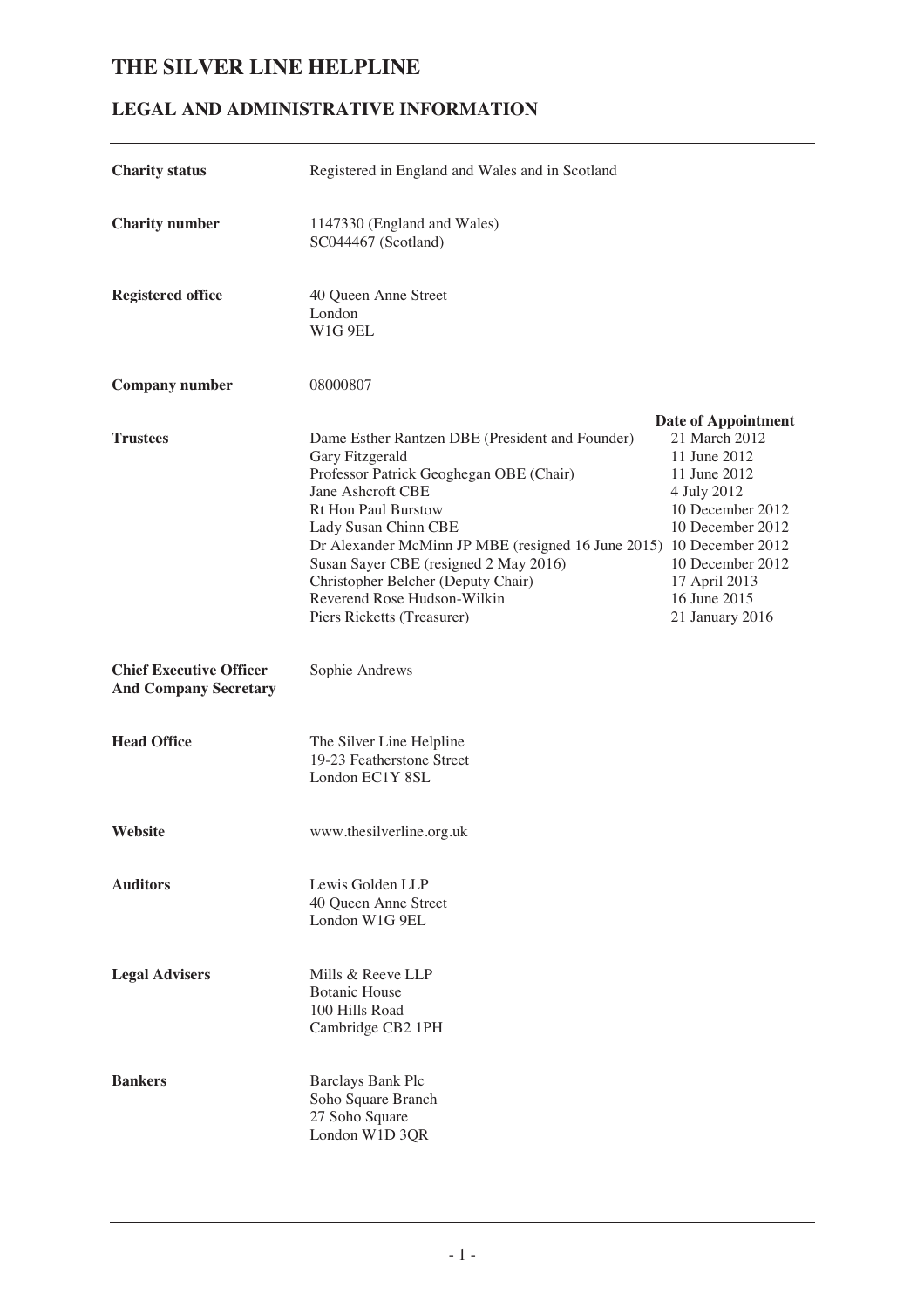# THE SILVER LINE HELPLINE

## LEGAL AND ADMINISTRATIVE INFORMATION

| | | |
|---|---|---|
| **Charity status** | Registered in England and Wales and in Scotland | |
| **Charity number** | 1147330 (England and Wales)<br>SC044467 (Scotland) | |
| **Registered office** | 40 Queen Anne Street<br>London<br>W1G 9EL | |
| **Company number** | 08000807 | |
| | | **Date of Appointment** |
| **Trustees** | Dame Esther Rantzen DBE (President and Founder) | 21 March 2012 |
| | Gary Fitzgerald | 11 June 2012 |
| | Professor Patrick Geoghegan OBE (Chair) | 11 June 2012 |
| | Jane Ashcroft CBE | 4 July 2012 |
| | Rt Hon Paul Burstow | 10 December 2012 |
| | Lady Susan Chinn CBE | 10 December 2012 |
| | Dr Alexander McMinn JP MBE (resigned 16 June 2015) | 10 December 2012 |
| | Susan Sayer CBE (resigned 2 May 2016) | 10 December 2012 |
| | Christopher Belcher (Deputy Chair) | 17 April 2013 |
| | Reverend Rose Hudson-Wilkin | 16 June 2015 |
| | Piers Ricketts (Treasurer) | 21 January 2016 |
| **Chief Executive Officer And Company Secretary** | Sophie Andrews | |
| **Head Office** | The Silver Line Helpline<br>19-23 Featherstone Street<br>London EC1Y 8SL | |
| **Website** | www.thesilverline.org.uk | |
| **Auditors** | Lewis Golden LLP<br>40 Queen Anne Street<br>London W1G 9EL | |
| **Legal Advisers** | Mills & Reeve LLP<br>Botanic House<br>100 Hills Road<br>Cambridge CB2 1PH | |
| **Bankers** | Barclays Bank Plc<br>Soho Square Branch<br>27 Soho Square<br>London W1D 3QR | |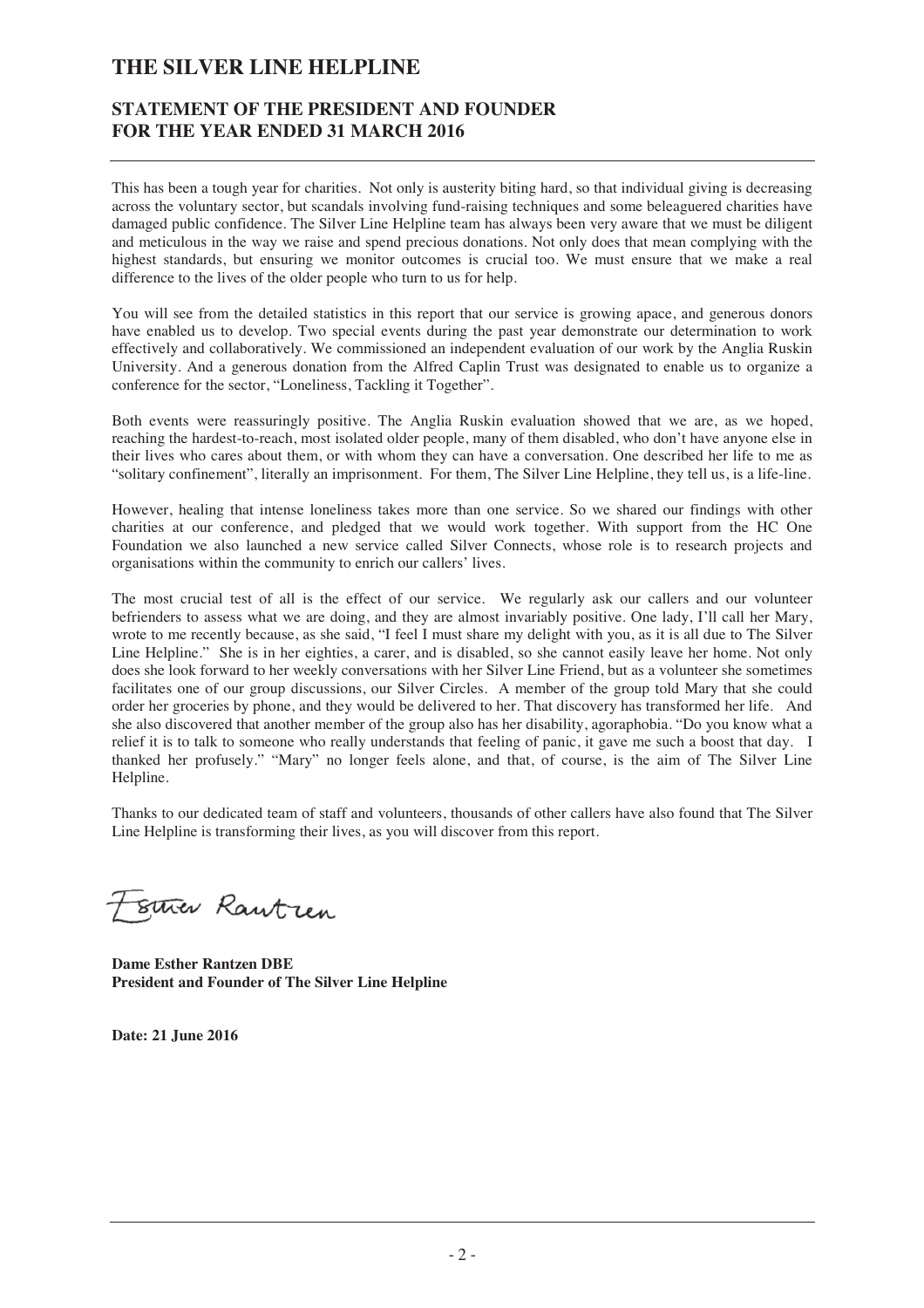# THE SILVER LINE HELPLINE

## STATEMENT OF THE PRESIDENT AND FOUNDER FOR THE YEAR ENDED 31 MARCH 2016

This has been a tough year for charities. Not only is austerity biting hard, so that individual giving is decreasing across the voluntary sector, but scandals involving fund-raising techniques and some beleaguered charities have damaged public confidence. The Silver Line Helpline team has always been very aware that we must be diligent and meticulous in the way we raise and spend precious donations. Not only does that mean complying with the highest standards, but ensuring we monitor outcomes is crucial too. We must ensure that we make a real difference to the lives of the older people who turn to us for help.

You will see from the detailed statistics in this report that our service is growing apace, and generous donors have enabled us to develop. Two special events during the past year demonstrate our determination to work effectively and collaboratively. We commissioned an independent evaluation of our work by the Anglia Ruskin University. And a generous donation from the Alfred Caplin Trust was designated to enable us to organize a conference for the sector, "Loneliness, Tackling it Together".

Both events were reassuringly positive. The Anglia Ruskin evaluation showed that we are, as we hoped, reaching the hardest-to-reach, most isolated older people, many of them disabled, who don't have anyone else in their lives who cares about them, or with whom they can have a conversation. One described her life to me as "solitary confinement", literally an imprisonment. For them, The Silver Line Helpline, they tell us, is a life-line.

However, healing that intense loneliness takes more than one service. So we shared our findings with other charities at our conference, and pledged that we would work together. With support from the HC One Foundation we also launched a new service called Silver Connects, whose role is to research projects and organisations within the community to enrich our callers' lives.

The most crucial test of all is the effect of our service. We regularly ask our callers and our volunteer befrienders to assess what we are doing, and they are almost invariably positive. One lady, I'll call her Mary, wrote to me recently because, as she said, "I feel I must share my delight with you, as it is all due to The Silver Line Helpline." She is in her eighties, a carer, and is disabled, so she cannot easily leave her home. Not only does she look forward to her weekly conversations with her Silver Line Friend, but as a volunteer she sometimes facilitates one of our group discussions, our Silver Circles. A member of the group told Mary that she could order her groceries by phone, and they would be delivered to her. That discovery has transformed her life. And she also discovered that another member of the group also has her disability, agoraphobia. "Do you know what a relief it is to talk to someone who really understands that feeling of panic, it gave me such a boost that day. I thanked her profusely." "Mary" no longer feels alone, and that, of course, is the aim of The Silver Line Helpline.

Thanks to our dedicated team of staff and volunteers, thousands of other callers have also found that The Silver Line Helpline is transforming their lives, as you will discover from this report.

Esther Rantzen

**Dame Esther Rantzen DBE**
**President and Founder of The Silver Line Helpline**

**Date: 21 June 2016**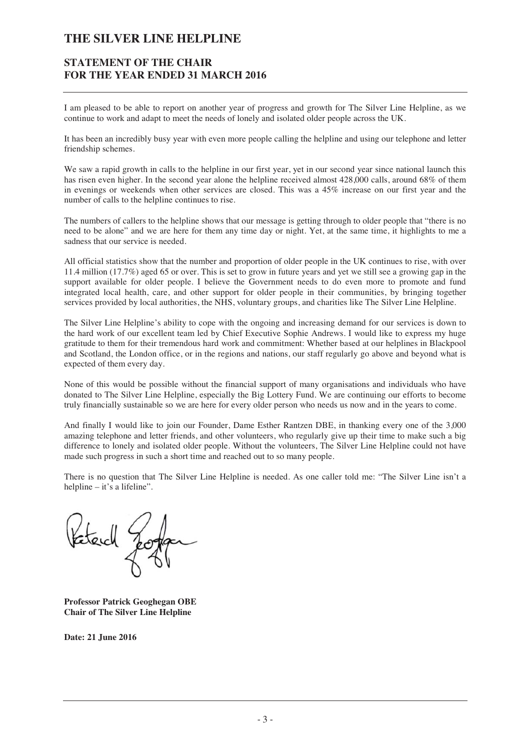# THE SILVER LINE HELPLINE

## STATEMENT OF THE CHAIR
## FOR THE YEAR ENDED 31 MARCH 2016

I am pleased to be able to report on another year of progress and growth for The Silver Line Helpline, as we continue to work and adapt to meet the needs of lonely and isolated older people across the UK.

It has been an incredibly busy year with even more people calling the helpline and using our telephone and letter friendship schemes.

We saw a rapid growth in calls to the helpline in our first year, yet in our second year since national launch this has risen even higher. In the second year alone the helpline received almost 428,000 calls, around 68% of them in evenings or weekends when other services are closed. This was a 45% increase on our first year and the number of calls to the helpline continues to rise.

The numbers of callers to the helpline shows that our message is getting through to older people that "there is no need to be alone" and we are here for them any time day or night. Yet, at the same time, it highlights to me a sadness that our service is needed.

All official statistics show that the number and proportion of older people in the UK continues to rise, with over 11.4 million (17.7%) aged 65 or over. This is set to grow in future years and yet we still see a growing gap in the support available for older people. I believe the Government needs to do even more to promote and fund integrated local health, care, and other support for older people in their communities, by bringing together services provided by local authorities, the NHS, voluntary groups, and charities like The Silver Line Helpline.

The Silver Line Helpline's ability to cope with the ongoing and increasing demand for our services is down to the hard work of our excellent team led by Chief Executive Sophie Andrews. I would like to express my huge gratitude to them for their tremendous hard work and commitment: Whether based at our helplines in Blackpool and Scotland, the London office, or in the regions and nations, our staff regularly go above and beyond what is expected of them every day.

None of this would be possible without the financial support of many organisations and individuals who have donated to The Silver Line Helpline, especially the Big Lottery Fund. We are continuing our efforts to become truly financially sustainable so we are here for every older person who needs us now and in the years to come.

And finally I would like to join our Founder, Dame Esther Rantzen DBE, in thanking every one of the 3,000 amazing telephone and letter friends, and other volunteers, who regularly give up their time to make such a big difference to lonely and isolated older people. Without the volunteers, The Silver Line Helpline could not have made such progress in such a short time and reached out to so many people.

There is no question that The Silver Line Helpline is needed. As one caller told me: "The Silver Line isn't a helpline – it's a lifeline".

**Professor Patrick Geoghegan OBE**
**Chair of The Silver Line Helpline**

**Date: 21 June 2016**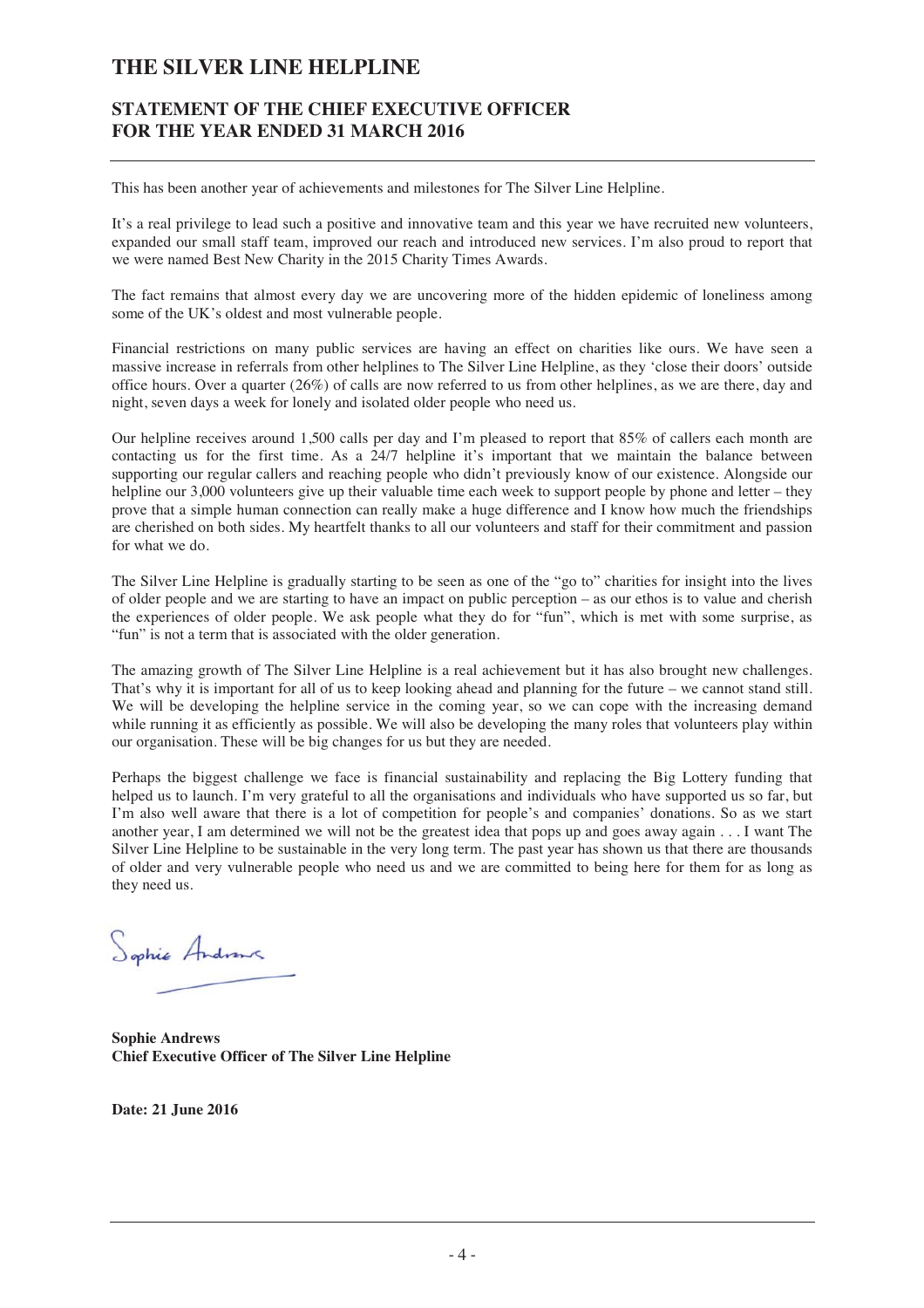# THE SILVER LINE HELPLINE

## STATEMENT OF THE CHIEF EXECUTIVE OFFICER FOR THE YEAR ENDED 31 MARCH 2016

This has been another year of achievements and milestones for The Silver Line Helpline.

It's a real privilege to lead such a positive and innovative team and this year we have recruited new volunteers, expanded our small staff team, improved our reach and introduced new services. I'm also proud to report that we were named Best New Charity in the 2015 Charity Times Awards.

The fact remains that almost every day we are uncovering more of the hidden epidemic of loneliness among some of the UK's oldest and most vulnerable people.

Financial restrictions on many public services are having an effect on charities like ours. We have seen a massive increase in referrals from other helplines to The Silver Line Helpline, as they 'close their doors' outside office hours. Over a quarter (26%) of calls are now referred to us from other helplines, as we are there, day and night, seven days a week for lonely and isolated older people who need us.

Our helpline receives around 1,500 calls per day and I'm pleased to report that 85% of callers each month are contacting us for the first time. As a 24/7 helpline it's important that we maintain the balance between supporting our regular callers and reaching people who didn't previously know of our existence. Alongside our helpline our 3,000 volunteers give up their valuable time each week to support people by phone and letter – they prove that a simple human connection can really make a huge difference and I know how much the friendships are cherished on both sides. My heartfelt thanks to all our volunteers and staff for their commitment and passion for what we do.

The Silver Line Helpline is gradually starting to be seen as one of the "go to" charities for insight into the lives of older people and we are starting to have an impact on public perception – as our ethos is to value and cherish the experiences of older people. We ask people what they do for "fun", which is met with some surprise, as "fun" is not a term that is associated with the older generation.

The amazing growth of The Silver Line Helpline is a real achievement but it has also brought new challenges. That's why it is important for all of us to keep looking ahead and planning for the future – we cannot stand still. We will be developing the helpline service in the coming year, so we can cope with the increasing demand while running it as efficiently as possible. We will also be developing the many roles that volunteers play within our organisation. These will be big changes for us but they are needed.

Perhaps the biggest challenge we face is financial sustainability and replacing the Big Lottery funding that helped us to launch. I'm very grateful to all the organisations and individuals who have supported us so far, but I'm also well aware that there is a lot of competition for people's and companies' donations. So as we start another year, I am determined we will not be the greatest idea that pops up and goes away again . . . I want The Silver Line Helpline to be sustainable in the very long term. The past year has shown us that there are thousands of older and very vulnerable people who need us and we are committed to being here for them for as long as they need us.

Sophie Andrews

**Sophie Andrews**
**Chief Executive Officer of The Silver Line Helpline**

**Date: 21 June 2016**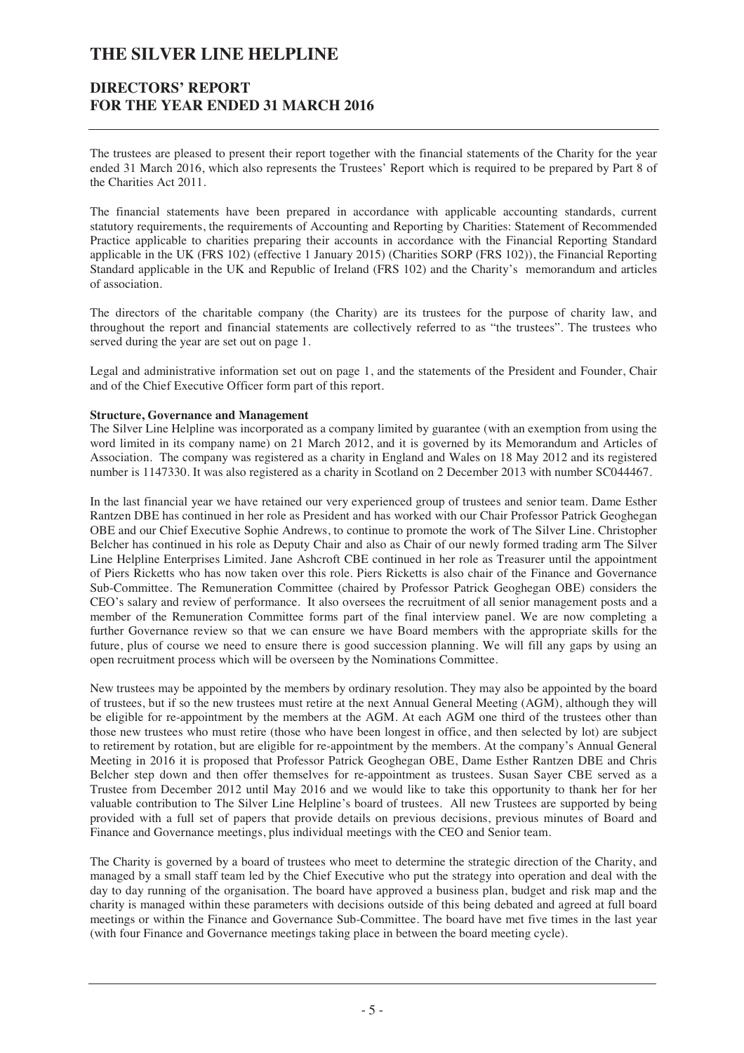# THE SILVER LINE HELPLINE

## DIRECTORS' REPORT
## FOR THE YEAR ENDED 31 MARCH 2016

The trustees are pleased to present their report together with the financial statements of the Charity for the year ended 31 March 2016, which also represents the Trustees' Report which is required to be prepared by Part 8 of the Charities Act 2011.

The financial statements have been prepared in accordance with applicable accounting standards, current statutory requirements, the requirements of Accounting and Reporting by Charities: Statement of Recommended Practice applicable to charities preparing their accounts in accordance with the Financial Reporting Standard applicable in the UK (FRS 102) (effective 1 January 2015) (Charities SORP (FRS 102)), the Financial Reporting Standard applicable in the UK and Republic of Ireland (FRS 102) and the Charity's memorandum and articles of association.

The directors of the charitable company (the Charity) are its trustees for the purpose of charity law, and throughout the report and financial statements are collectively referred to as "the trustees". The trustees who served during the year are set out on page 1.

Legal and administrative information set out on page 1, and the statements of the President and Founder, Chair and of the Chief Executive Officer form part of this report.

**Structure, Governance and Management**

The Silver Line Helpline was incorporated as a company limited by guarantee (with an exemption from using the word limited in its company name) on 21 March 2012, and it is governed by its Memorandum and Articles of Association. The company was registered as a charity in England and Wales on 18 May 2012 and its registered number is 1147330. It was also registered as a charity in Scotland on 2 December 2013 with number SC044467.

In the last financial year we have retained our very experienced group of trustees and senior team. Dame Esther Rantzen DBE has continued in her role as President and has worked with our Chair Professor Patrick Geoghegan OBE and our Chief Executive Sophie Andrews, to continue to promote the work of The Silver Line. Christopher Belcher has continued in his role as Deputy Chair and also as Chair of our newly formed trading arm The Silver Line Helpline Enterprises Limited. Jane Ashcroft CBE continued in her role as Treasurer until the appointment of Piers Ricketts who has now taken over this role. Piers Ricketts is also chair of the Finance and Governance Sub-Committee. The Remuneration Committee (chaired by Professor Patrick Geoghegan OBE) considers the CEO's salary and review of performance. It also oversees the recruitment of all senior management posts and a member of the Remuneration Committee forms part of the final interview panel. We are now completing a further Governance review so that we can ensure we have Board members with the appropriate skills for the future, plus of course we need to ensure there is good succession planning. We will fill any gaps by using an open recruitment process which will be overseen by the Nominations Committee.

New trustees may be appointed by the members by ordinary resolution. They may also be appointed by the board of trustees, but if so the new trustees must retire at the next Annual General Meeting (AGM), although they will be eligible for re-appointment by the members at the AGM. At each AGM one third of the trustees other than those new trustees who must retire (those who have been longest in office, and then selected by lot) are subject to retirement by rotation, but are eligible for re-appointment by the members. At the company's Annual General Meeting in 2016 it is proposed that Professor Patrick Geoghegan OBE, Dame Esther Rantzen DBE and Chris Belcher step down and then offer themselves for re-appointment as trustees. Susan Sayer CBE served as a Trustee from December 2012 until May 2016 and we would like to take this opportunity to thank her for her valuable contribution to The Silver Line Helpline's board of trustees. All new Trustees are supported by being provided with a full set of papers that provide details on previous decisions, previous minutes of Board and Finance and Governance meetings, plus individual meetings with the CEO and Senior team.

The Charity is governed by a board of trustees who meet to determine the strategic direction of the Charity, and managed by a small staff team led by the Chief Executive who put the strategy into operation and deal with the day to day running of the organisation. The board have approved a business plan, budget and risk map and the charity is managed within these parameters with decisions outside of this being debated and agreed at full board meetings or within the Finance and Governance Sub-Committee. The board have met five times in the last year (with four Finance and Governance meetings taking place in between the board meeting cycle).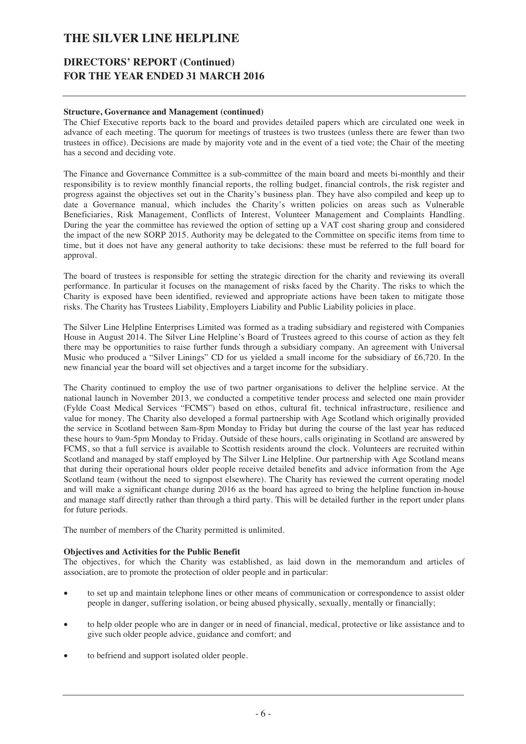**Structure, Governance and Management (continued)**

The Chief Executive reports back to the board and provides detailed papers which are circulated one week in advance of each meeting. The quorum for meetings of trustees is two trustees (unless there are fewer than two trustees in office). Decisions are made by majority vote and in the event of a tied vote; the Chair of the meeting has a second and deciding vote.

The Finance and Governance Committee is a sub-committee of the main board and meets bi-monthly and their responsibility is to review monthly financial reports, the rolling budget, financial controls, the risk register and progress against the objectives set out in the Charity's business plan. They have also compiled and keep up to date a Governance manual, which includes the Charity's written policies on areas such as Vulnerable Beneficiaries, Risk Management, Conflicts of Interest, Volunteer Management and Complaints Handling. During the year the committee has reviewed the option of setting up a VAT cost sharing group and considered the impact of the new SORP 2015. Authority may be delegated to the Committee on specific items from time to time, but it does not have any general authority to take decisions: these must be referred to the full board for approval.

The board of trustees is responsible for setting the strategic direction for the charity and reviewing its overall performance. In particular it focuses on the management of risks faced by the Charity. The risks to which the Charity is exposed have been identified, reviewed and appropriate actions have been taken to mitigate those risks. The Charity has Trustees Liability, Employers Liability and Public Liability policies in place.

The Silver Line Helpline Enterprises Limited was formed as a trading subsidiary and registered with Companies House in August 2014. The Silver Line Helpline's Board of Trustees agreed to this course of action as they felt there may be opportunities to raise further funds through a subsidiary company. An agreement with Universal Music who produced a "Silver Linings" CD for us yielded a small income for the subsidiary of £6,720. In the new financial year the board will set objectives and a target income for the subsidiary.

The Charity continued to employ the use of two partner organisations to deliver the helpline service. At the national launch in November 2013, we conducted a competitive tender process and selected one main provider (Fylde Coast Medical Services "FCMS") based on ethos, cultural fit, technical infrastructure, resilience and value for money. The Charity also developed a formal partnership with Age Scotland which originally provided the service in Scotland between 8am-8pm Monday to Friday but during the course of the last year has reduced these hours to 9am-5pm Monday to Friday. Outside of these hours, calls originating in Scotland are answered by FCMS, so that a full service is available to Scottish residents around the clock. Volunteers are recruited within Scotland and managed by staff employed by The Silver Line Helpline. Our partnership with Age Scotland means that during their operational hours older people receive detailed benefits and advice information from the Age Scotland team (without the need to signpost elsewhere). The Charity has reviewed the current operating model and will make a significant change during 2016 as the board has agreed to bring the helpline function in-house and manage staff directly rather than through a third party. This will be detailed further in the report under plans for future periods.

The number of members of the Charity permitted is unlimited.

**Objectives and Activities for the Public Benefit**

The objectives, for which the Charity was established, as laid down in the memorandum and articles of association, are to promote the protection of older people and in particular:

- to set up and maintain telephone lines or other means of communication or correspondence to assist older people in danger, suffering isolation, or being abused physically, sexually, mentally or financially;
- to help older people who are in danger or in need of financial, medical, protective or like assistance and to give such older people advice, guidance and comfort; and
- to befriend and support isolated older people.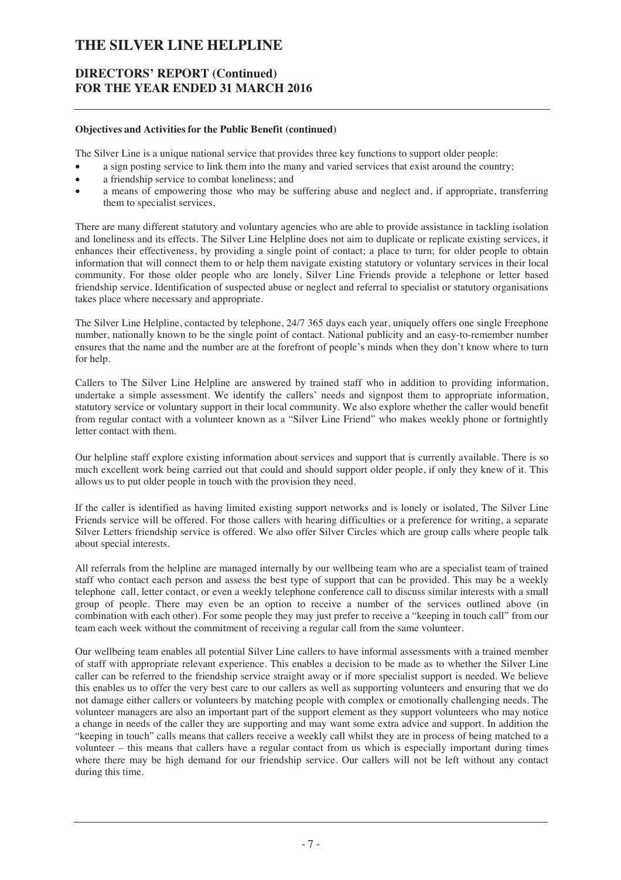**Objectives and Activities for the Public Benefit (continued)**

The Silver Line is a unique national service that provides three key functions to support older people:

- a sign posting service to link them into the many and varied services that exist around the country;
- a friendship service to combat loneliness; and
- a means of empowering those who may be suffering abuse and neglect and, if appropriate, transferring them to specialist services.

There are many different statutory and voluntary agencies who are able to provide assistance in tackling isolation and loneliness and its effects. The Silver Line Helpline does not aim to duplicate or replicate existing services, it enhances their effectiveness, by providing a single point of contact; a place to turn; for older people to obtain information that will connect them to or help them navigate existing statutory or voluntary services in their local community. For those older people who are lonely, Silver Line Friends provide a telephone or letter based friendship service. Identification of suspected abuse or neglect and referral to specialist or statutory organisations takes place where necessary and appropriate.

The Silver Line Helpline, contacted by telephone, 24/7 365 days each year, uniquely offers one single Freephone number, nationally known to be the single point of contact. National publicity and an easy-to-remember number ensures that the name and the number are at the forefront of people's minds when they don't know where to turn for help.

Callers to The Silver Line Helpline are answered by trained staff who in addition to providing information, undertake a simple assessment. We identify the callers' needs and signpost them to appropriate information, statutory service or voluntary support in their local community. We also explore whether the caller would benefit from regular contact with a volunteer known as a "Silver Line Friend" who makes weekly phone or fortnightly letter contact with them.

Our helpline staff explore existing information about services and support that is currently available. There is so much excellent work being carried out that could and should support older people, if only they knew of it. This allows us to put older people in touch with the provision they need.

If the caller is identified as having limited existing support networks and is lonely or isolated, The Silver Line Friends service will be offered. For those callers with hearing difficulties or a preference for writing, a separate Silver Letters friendship service is offered. We also offer Silver Circles which are group calls where people talk about special interests.

All referrals from the helpline are managed internally by our wellbeing team who are a specialist team of trained staff who contact each person and assess the best type of support that can be provided. This may be a weekly telephone call, letter contact, or even a weekly telephone conference call to discuss similar interests with a small group of people. There may even be an option to receive a number of the services outlined above (in combination with each other). For some people they may just prefer to receive a "keeping in touch call" from our team each week without the commitment of receiving a regular call from the same volunteer.

Our wellbeing team enables all potential Silver Line callers to have informal assessments with a trained member of staff with appropriate relevant experience. This enables a decision to be made as to whether the Silver Line caller can be referred to the friendship service straight away or if more specialist support is needed. We believe this enables us to offer the very best care to our callers as well as supporting volunteers and ensuring that we do not damage either callers or volunteers by matching people with complex or emotionally challenging needs. The volunteer managers are also an important part of the support element as they support volunteers who may notice a change in needs of the caller they are supporting and may want some extra advice and support. In addition the "keeping in touch" calls means that callers receive a weekly call whilst they are in process of being matched to a volunteer – this means that callers have a regular contact from us which is especially important during times where there may be high demand for our friendship service. Our callers will not be left without any contact during this time.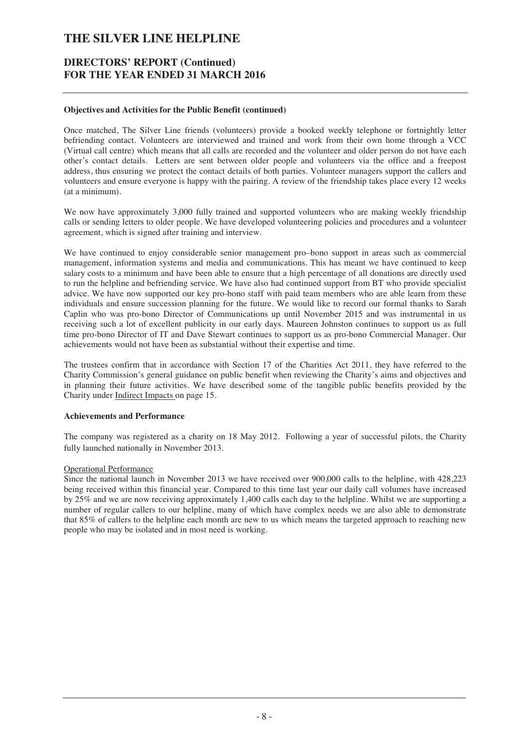**Objectives and Activities for the Public Benefit (continued)**

Once matched, The Silver Line friends (volunteers) provide a booked weekly telephone or fortnightly letter befriending contact. Volunteers are interviewed and trained and work from their own home through a VCC (Virtual call centre) which means that all calls are recorded and the volunteer and older person do not have each other's contact details. Letters are sent between older people and volunteers via the office and a freepost address, thus ensuring we protect the contact details of both parties. Volunteer managers support the callers and volunteers and ensure everyone is happy with the pairing. A review of the friendship takes place every 12 weeks (at a minimum).

We now have approximately 3,000 fully trained and supported volunteers who are making weekly friendship calls or sending letters to older people. We have developed volunteering policies and procedures and a volunteer agreement, which is signed after training and interview.

We have continued to enjoy considerable senior management pro–bono support in areas such as commercial management, information systems and media and communications. This has meant we have continued to keep salary costs to a minimum and have been able to ensure that a high percentage of all donations are directly used to run the helpline and befriending service. We have also had continued support from BT who provide specialist advice. We have now supported our key pro-bono staff with paid team members who are able learn from these individuals and ensure succession planning for the future. We would like to record our formal thanks to Sarah Caplin who was pro-bono Director of Communications up until November 2015 and was instrumental in us receiving such a lot of excellent publicity in our early days. Maureen Johnston continues to support us as full time pro-bono Director of IT and Dave Stewart continues to support us as pro-bono Commercial Manager. Our achievements would not have been as substantial without their expertise and time.

The trustees confirm that in accordance with Section 17 of the Charities Act 2011, they have referred to the Charity Commission's general guidance on public benefit when reviewing the Charity's aims and objectives and in planning their future activities. We have described some of the tangible public benefits provided by the Charity under Indirect Impacts on page 15.

**Achievements and Performance**

The company was registered as a charity on 18 May 2012. Following a year of successful pilots, the Charity fully launched nationally in November 2013.

Operational Performance

Since the national launch in November 2013 we have received over 900,000 calls to the helpline, with 428,223 being received within this financial year. Compared to this time last year our daily call volumes have increased by 25% and we are now receiving approximately 1,400 calls each day to the helpline. Whilst we are supporting a number of regular callers to our helpline, many of which have complex needs we are also able to demonstrate that 85% of callers to the helpline each month are new to us which means the targeted approach to reaching new people who may be isolated and in most need is working.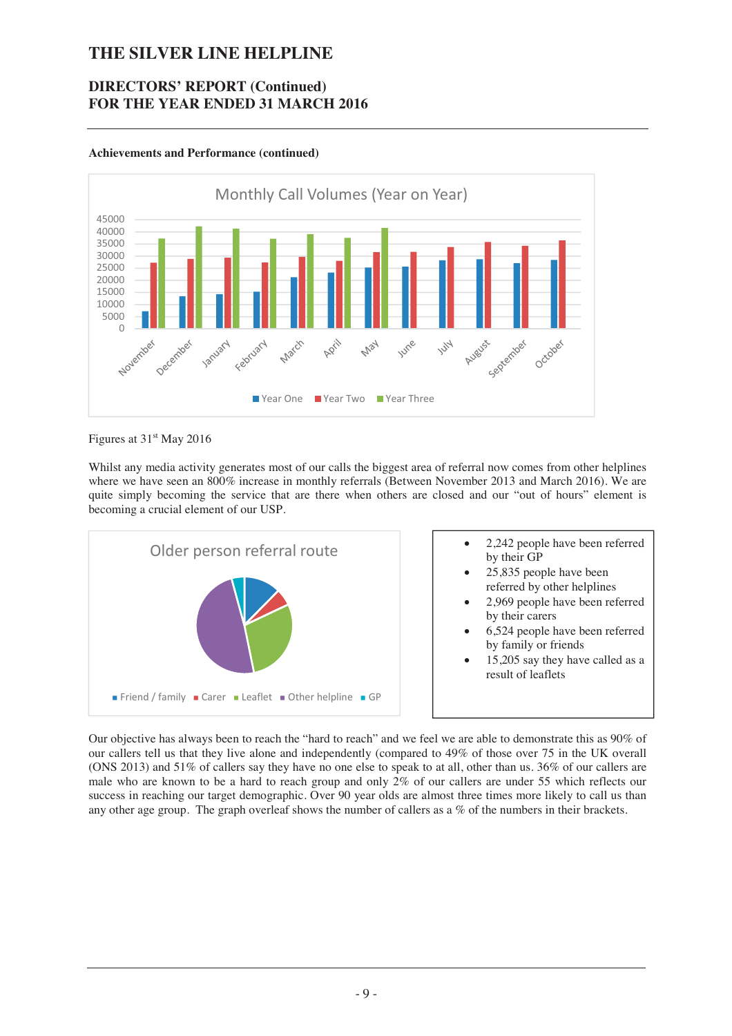## DIRECTORS' REPORT (Continued)
## FOR THE YEAR ENDED 31 MARCH 2016

**Achievements and Performance (continued)**

Figures at 31st May 2016

Whilst any media activity generates most of our calls the biggest area of referral now comes from other helplines where we have seen an 800% increase in monthly referrals (Between November 2013 and March 2016). We are quite simply becoming the service that are there when others are closed and our "out of hours" element is becoming a crucial element of our USP.

- 2,242 people have been referred by their GP
- 25,835 people have been referred by other helplines
- 2,969 people have been referred by their carers
- 6,524 people have been referred by family or friends
- 15,205 say they have called as a result of leaflets

Our objective has always been to reach the "hard to reach" and we feel we are able to demonstrate this as 90% of our callers tell us that they live alone and independently (compared to 49% of those over 75 in the UK overall (ONS 2013) and 51% of callers say they have no one else to speak to at all, other than us. 36% of our callers are male who are known to be a hard to reach group and only 2% of our callers are under 55 which reflects our success in reaching our target demographic. Over 90 year olds are almost three times more likely to call us than any other age group. The graph overleaf shows the number of callers as a % of the numbers in their brackets.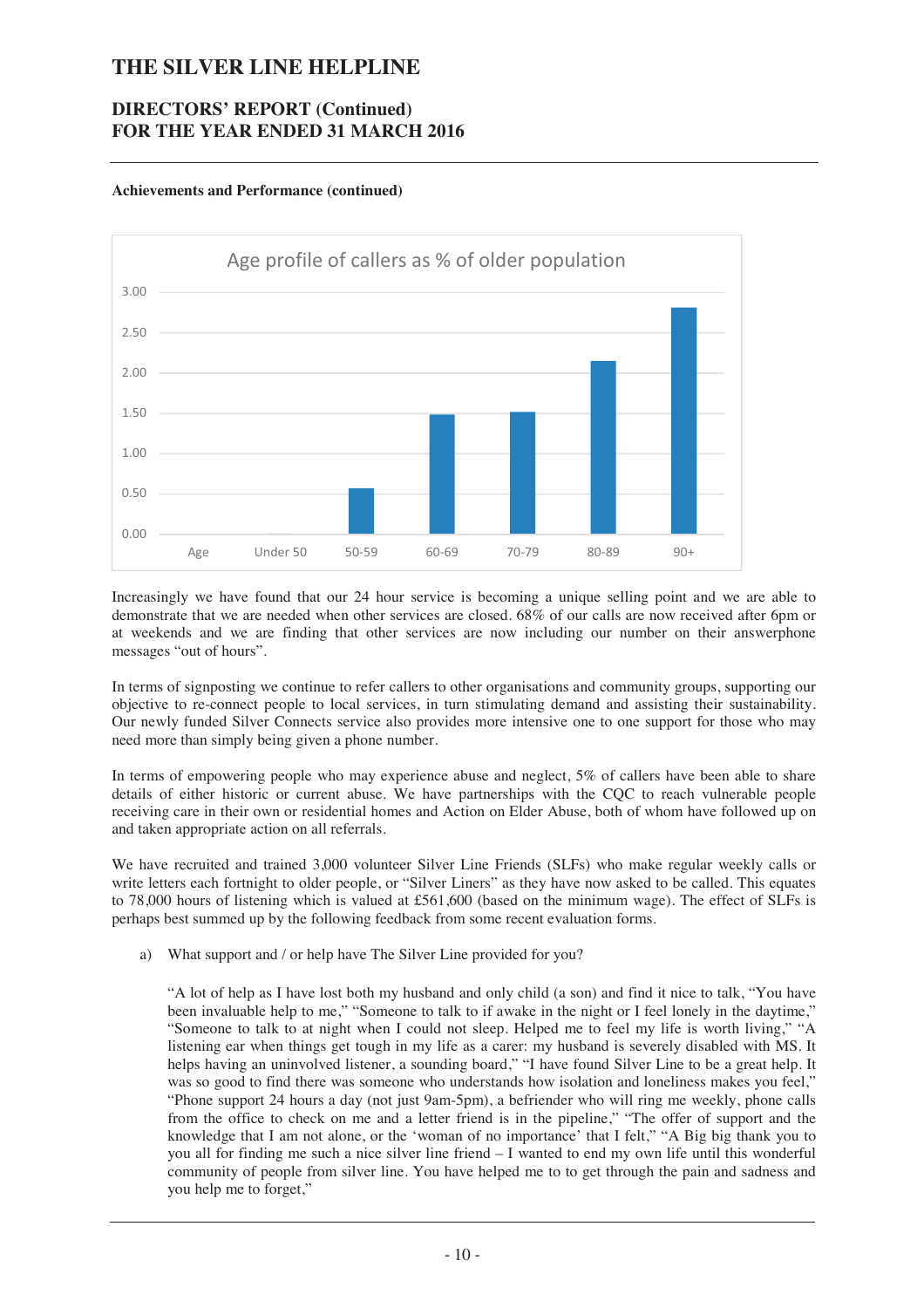# THE SILVER LINE HELPLINE

## DIRECTORS' REPORT (Continued)
## FOR THE YEAR ENDED 31 MARCH 2016

**Achievements and Performance (continued)**

Age profile of callers as % of older population

| Age | Under 50 | 50-59 | 60-69 | 70-79 | 80-89 | 90+ |
|---|---|---|---|---|---|---|
| % | 0.00 | 0.56 | 1.48 | 1.51 | 2.15 | 2.80 |

Increasingly we have found that our 24 hour service is becoming a unique selling point and we are able to demonstrate that we are needed when other services are closed. 68% of our calls are now received after 6pm or at weekends and we are finding that other services are now including our number on their answerphone messages "out of hours".

In terms of signposting we continue to refer callers to other organisations and community groups, supporting our objective to re-connect people to local services, in turn stimulating demand and assisting their sustainability. Our newly funded Silver Connects service also provides more intensive one to one support for those who may need more than simply being given a phone number.

In terms of empowering people who may experience abuse and neglect, 5% of callers have been able to share details of either historic or current abuse. We have partnerships with the CQC to reach vulnerable people receiving care in their own or residential homes and Action on Elder Abuse, both of whom have followed up on and taken appropriate action on all referrals.

We have recruited and trained 3,000 volunteer Silver Line Friends (SLFs) who make regular weekly calls or write letters each fortnight to older people, or "Silver Liners" as they have now asked to be called. This equates to 78,000 hours of listening which is valued at £561,600 (based on the minimum wage). The effect of SLFs is perhaps best summed up by the following feedback from some recent evaluation forms.

a) What support and / or help have The Silver Line provided for you?

"A lot of help as I have lost both my husband and only child (a son) and find it nice to talk, "You have been invaluable help to me," "Someone to talk to if awake in the night or I feel lonely in the daytime," "Someone to talk to at night when I could not sleep. Helped me to feel my life is worth living," "A listening ear when things get tough in my life as a carer: my husband is severely disabled with MS. It helps having an uninvolved listener, a sounding board," "I have found Silver Line to be a great help. It was so good to find there was someone who understands how isolation and loneliness makes you feel," "Phone support 24 hours a day (not just 9am-5pm), a befriender who will ring me weekly, phone calls from the office to check on me and a letter friend is in the pipeline," "The offer of support and the knowledge that I am not alone, or the 'woman of no importance' that I felt," "A Big big thank you to you all for finding me such a nice silver line friend – I wanted to end my own life until this wonderful community of people from silver line. You have helped me to to get through the pain and sadness and you help me to forget,"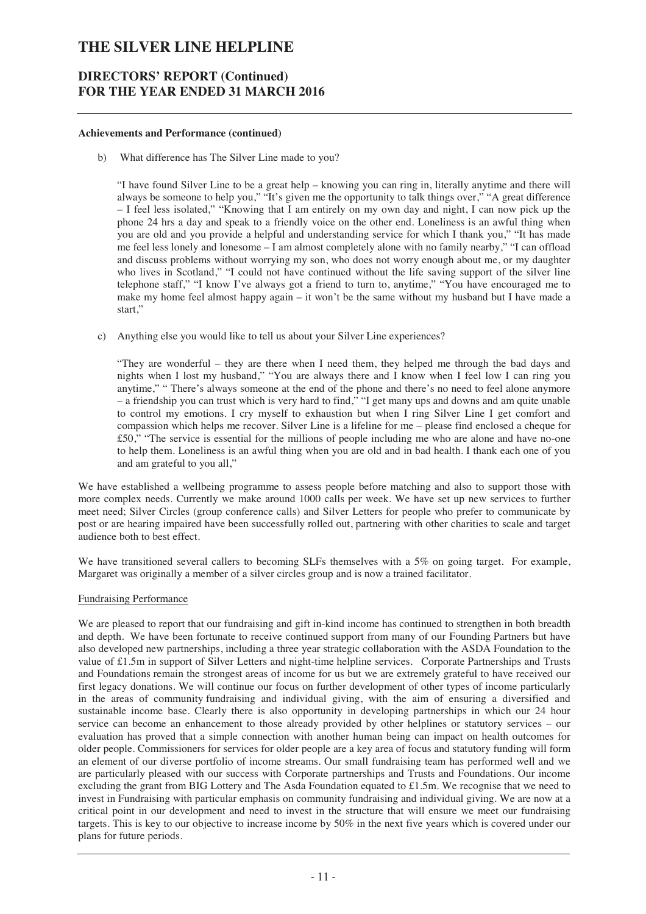**Achievements and Performance (continued)**

b) What difference has The Silver Line made to you?

"I have found Silver Line to be a great help – knowing you can ring in, literally anytime and there will always be someone to help you," "It's given me the opportunity to talk things over," "A great difference – I feel less isolated," "Knowing that I am entirely on my own day and night, I can now pick up the phone 24 hrs a day and speak to a friendly voice on the other end. Loneliness is an awful thing when you are old and you provide a helpful and understanding service for which I thank you," "It has made me feel less lonely and lonesome – I am almost completely alone with no family nearby," "I can offload and discuss problems without worrying my son, who does not worry enough about me, or my daughter who lives in Scotland," "I could not have continued without the life saving support of the silver line telephone staff," "I know I've always got a friend to turn to, anytime," "You have encouraged me to make my home feel almost happy again – it won't be the same without my husband but I have made a start,"

c) Anything else you would like to tell us about your Silver Line experiences?

"They are wonderful – they are there when I need them, they helped me through the bad days and nights when I lost my husband," "You are always there and I know when I feel low I can ring you anytime," " There's always someone at the end of the phone and there's no need to feel alone anymore – a friendship you can trust which is very hard to find," "I get many ups and downs and am quite unable to control my emotions. I cry myself to exhaustion but when I ring Silver Line I get comfort and compassion which helps me recover. Silver Line is a lifeline for me – please find enclosed a cheque for £50," "The service is essential for the millions of people including me who are alone and have no-one to help them. Loneliness is an awful thing when you are old and in bad health. I thank each one of you and am grateful to you all,"

We have established a wellbeing programme to assess people before matching and also to support those with more complex needs. Currently we make around 1000 calls per week. We have set up new services to further meet need; Silver Circles (group conference calls) and Silver Letters for people who prefer to communicate by post or are hearing impaired have been successfully rolled out, partnering with other charities to scale and target audience both to best effect.

We have transitioned several callers to becoming SLFs themselves with a 5% on going target. For example, Margaret was originally a member of a silver circles group and is now a trained facilitator.

Fundraising Performance

We are pleased to report that our fundraising and gift in-kind income has continued to strengthen in both breadth and depth. We have been fortunate to receive continued support from many of our Founding Partners but have also developed new partnerships, including a three year strategic collaboration with the ASDA Foundation to the value of £1.5m in support of Silver Letters and night-time helpline services. Corporate Partnerships and Trusts and Foundations remain the strongest areas of income for us but we are extremely grateful to have received our first legacy donations. We will continue our focus on further development of other types of income particularly in the areas of community fundraising and individual giving, with the aim of ensuring a diversified and sustainable income base. Clearly there is also opportunity in developing partnerships in which our 24 hour service can become an enhancement to those already provided by other helplines or statutory services – our evaluation has proved that a simple connection with another human being can impact on health outcomes for older people. Commissioners for services for older people are a key area of focus and statutory funding will form an element of our diverse portfolio of income streams. Our small fundraising team has performed well and we are particularly pleased with our success with Corporate partnerships and Trusts and Foundations. Our income excluding the grant from BIG Lottery and The Asda Foundation equated to £1.5m. We recognise that we need to invest in Fundraising with particular emphasis on community fundraising and individual giving. We are now at a critical point in our development and need to invest in the structure that will ensure we meet our fundraising targets. This is key to our objective to increase income by 50% in the next five years which is covered under our plans for future periods.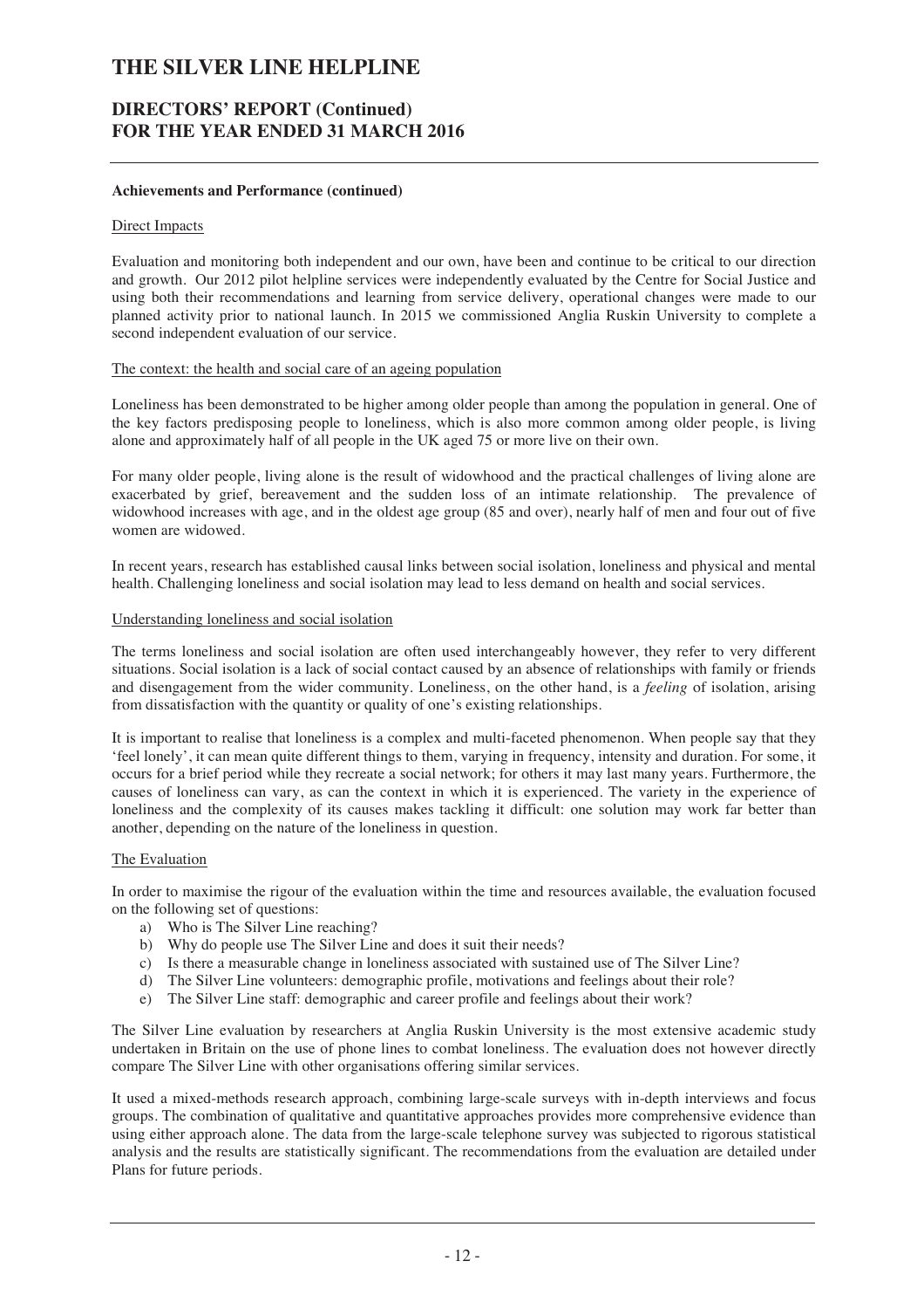**Achievements and Performance (continued)**

Direct Impacts

Evaluation and monitoring both independent and our own, have been and continue to be critical to our direction and growth. Our 2012 pilot helpline services were independently evaluated by the Centre for Social Justice and using both their recommendations and learning from service delivery, operational changes were made to our planned activity prior to national launch. In 2015 we commissioned Anglia Ruskin University to complete a second independent evaluation of our service.

The context: the health and social care of an ageing population

Loneliness has been demonstrated to be higher among older people than among the population in general. One of the key factors predisposing people to loneliness, which is also more common among older people, is living alone and approximately half of all people in the UK aged 75 or more live on their own.

For many older people, living alone is the result of widowhood and the practical challenges of living alone are exacerbated by grief, bereavement and the sudden loss of an intimate relationship. The prevalence of widowhood increases with age, and in the oldest age group (85 and over), nearly half of men and four out of five women are widowed.

In recent years, research has established causal links between social isolation, loneliness and physical and mental health. Challenging loneliness and social isolation may lead to less demand on health and social services.

Understanding loneliness and social isolation

The terms loneliness and social isolation are often used interchangeably however, they refer to very different situations. Social isolation is a lack of social contact caused by an absence of relationships with family or friends and disengagement from the wider community. Loneliness, on the other hand, is a *feeling* of isolation, arising from dissatisfaction with the quantity or quality of one's existing relationships.

It is important to realise that loneliness is a complex and multi-faceted phenomenon. When people say that they 'feel lonely', it can mean quite different things to them, varying in frequency, intensity and duration. For some, it occurs for a brief period while they recreate a social network; for others it may last many years. Furthermore, the causes of loneliness can vary, as can the context in which it is experienced. The variety in the experience of loneliness and the complexity of its causes makes tackling it difficult: one solution may work far better than another, depending on the nature of the loneliness in question.

The Evaluation

In order to maximise the rigour of the evaluation within the time and resources available, the evaluation focused on the following set of questions:

a) Who is The Silver Line reaching?
b) Why do people use The Silver Line and does it suit their needs?
c) Is there a measurable change in loneliness associated with sustained use of The Silver Line?
d) The Silver Line volunteers: demographic profile, motivations and feelings about their role?
e) The Silver Line staff: demographic and career profile and feelings about their work?

The Silver Line evaluation by researchers at Anglia Ruskin University is the most extensive academic study undertaken in Britain on the use of phone lines to combat loneliness. The evaluation does not however directly compare The Silver Line with other organisations offering similar services.

It used a mixed-methods research approach, combining large-scale surveys with in-depth interviews and focus groups. The combination of qualitative and quantitative approaches provides more comprehensive evidence than using either approach alone. The data from the large-scale telephone survey was subjected to rigorous statistical analysis and the results are statistically significant. The recommendations from the evaluation are detailed under Plans for future periods.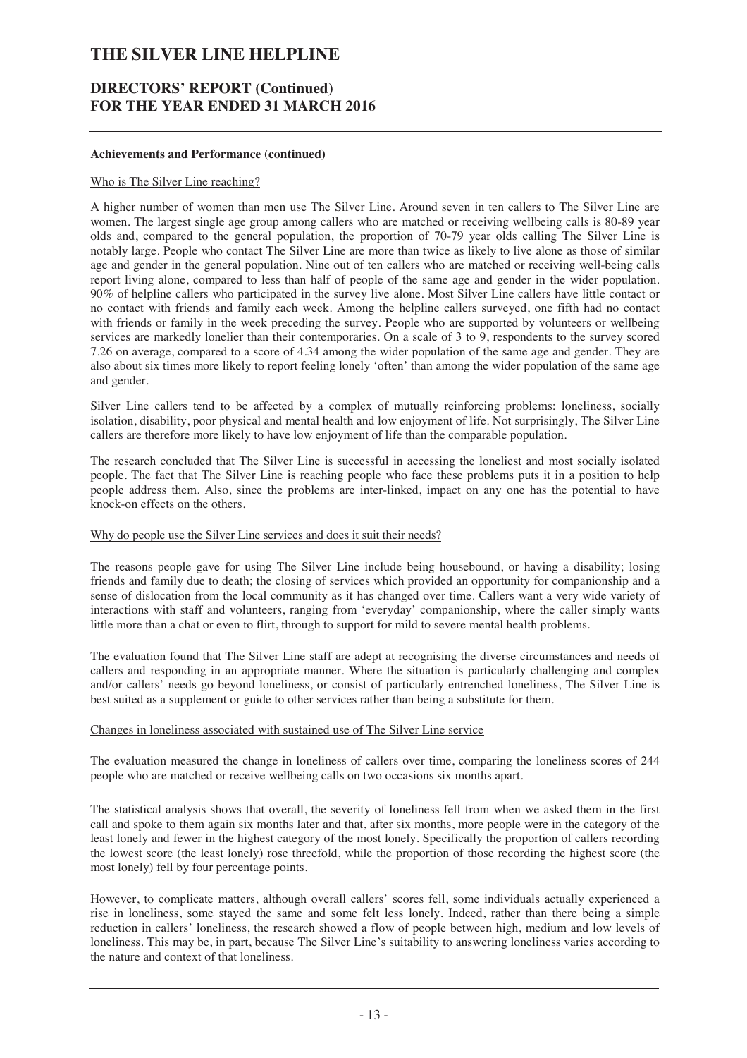**Achievements and Performance (continued)**

Who is The Silver Line reaching?

A higher number of women than men use The Silver Line. Around seven in ten callers to The Silver Line are women. The largest single age group among callers who are matched or receiving wellbeing calls is 80-89 year olds and, compared to the general population, the proportion of 70-79 year olds calling The Silver Line is notably large. People who contact The Silver Line are more than twice as likely to live alone as those of similar age and gender in the general population. Nine out of ten callers who are matched or receiving well-being calls report living alone, compared to less than half of people of the same age and gender in the wider population. 90% of helpline callers who participated in the survey live alone. Most Silver Line callers have little contact or no contact with friends and family each week. Among the helpline callers surveyed, one fifth had no contact with friends or family in the week preceding the survey. People who are supported by volunteers or wellbeing services are markedly lonelier than their contemporaries. On a scale of 3 to 9, respondents to the survey scored 7.26 on average, compared to a score of 4.34 among the wider population of the same age and gender. They are also about six times more likely to report feeling lonely 'often' than among the wider population of the same age and gender.

Silver Line callers tend to be affected by a complex of mutually reinforcing problems: loneliness, socially isolation, disability, poor physical and mental health and low enjoyment of life. Not surprisingly, The Silver Line callers are therefore more likely to have low enjoyment of life than the comparable population.

The research concluded that The Silver Line is successful in accessing the loneliest and most socially isolated people. The fact that The Silver Line is reaching people who face these problems puts it in a position to help people address them. Also, since the problems are inter-linked, impact on any one has the potential to have knock-on effects on the others.

Why do people use the Silver Line services and does it suit their needs?

The reasons people gave for using The Silver Line include being housebound, or having a disability; losing friends and family due to death; the closing of services which provided an opportunity for companionship and a sense of dislocation from the local community as it has changed over time. Callers want a very wide variety of interactions with staff and volunteers, ranging from 'everyday' companionship, where the caller simply wants little more than a chat or even to flirt, through to support for mild to severe mental health problems.

The evaluation found that The Silver Line staff are adept at recognising the diverse circumstances and needs of callers and responding in an appropriate manner. Where the situation is particularly challenging and complex and/or callers' needs go beyond loneliness, or consist of particularly entrenched loneliness, The Silver Line is best suited as a supplement or guide to other services rather than being a substitute for them.

Changes in loneliness associated with sustained use of The Silver Line service

The evaluation measured the change in loneliness of callers over time, comparing the loneliness scores of 244 people who are matched or receive wellbeing calls on two occasions six months apart.

The statistical analysis shows that overall, the severity of loneliness fell from when we asked them in the first call and spoke to them again six months later and that, after six months, more people were in the category of the least lonely and fewer in the highest category of the most lonely. Specifically the proportion of callers recording the lowest score (the least lonely) rose threefold, while the proportion of those recording the highest score (the most lonely) fell by four percentage points.

However, to complicate matters, although overall callers' scores fell, some individuals actually experienced a rise in loneliness, some stayed the same and some felt less lonely. Indeed, rather than there being a simple reduction in callers' loneliness, the research showed a flow of people between high, medium and low levels of loneliness. This may be, in part, because The Silver Line's suitability to answering loneliness varies according to the nature and context of that loneliness.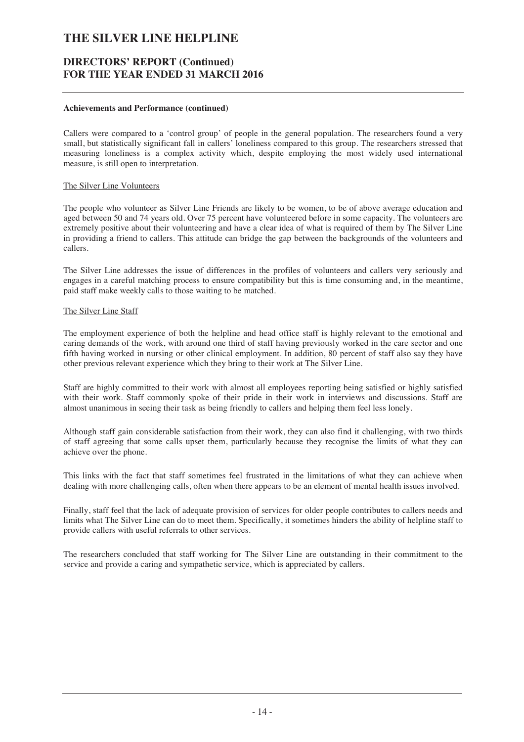**Achievements and Performance (continued)**

Callers were compared to a 'control group' of people in the general population. The researchers found a very small, but statistically significant fall in callers' loneliness compared to this group. The researchers stressed that measuring loneliness is a complex activity which, despite employing the most widely used international measure, is still open to interpretation.

The Silver Line Volunteers

The people who volunteer as Silver Line Friends are likely to be women, to be of above average education and aged between 50 and 74 years old. Over 75 percent have volunteered before in some capacity. The volunteers are extremely positive about their volunteering and have a clear idea of what is required of them by The Silver Line in providing a friend to callers. This attitude can bridge the gap between the backgrounds of the volunteers and callers.

The Silver Line addresses the issue of differences in the profiles of volunteers and callers very seriously and engages in a careful matching process to ensure compatibility but this is time consuming and, in the meantime, paid staff make weekly calls to those waiting to be matched.

The Silver Line Staff

The employment experience of both the helpline and head office staff is highly relevant to the emotional and caring demands of the work, with around one third of staff having previously worked in the care sector and one fifth having worked in nursing or other clinical employment. In addition, 80 percent of staff also say they have other previous relevant experience which they bring to their work at The Silver Line.

Staff are highly committed to their work with almost all employees reporting being satisfied or highly satisfied with their work. Staff commonly spoke of their pride in their work in interviews and discussions. Staff are almost unanimous in seeing their task as being friendly to callers and helping them feel less lonely.

Although staff gain considerable satisfaction from their work, they can also find it challenging, with two thirds of staff agreeing that some calls upset them, particularly because they recognise the limits of what they can achieve over the phone.

This links with the fact that staff sometimes feel frustrated in the limitations of what they can achieve when dealing with more challenging calls, often when there appears to be an element of mental health issues involved.

Finally, staff feel that the lack of adequate provision of services for older people contributes to callers needs and limits what The Silver Line can do to meet them. Specifically, it sometimes hinders the ability of helpline staff to provide callers with useful referrals to other services.

The researchers concluded that staff working for The Silver Line are outstanding in their commitment to the service and provide a caring and sympathetic service, which is appreciated by callers.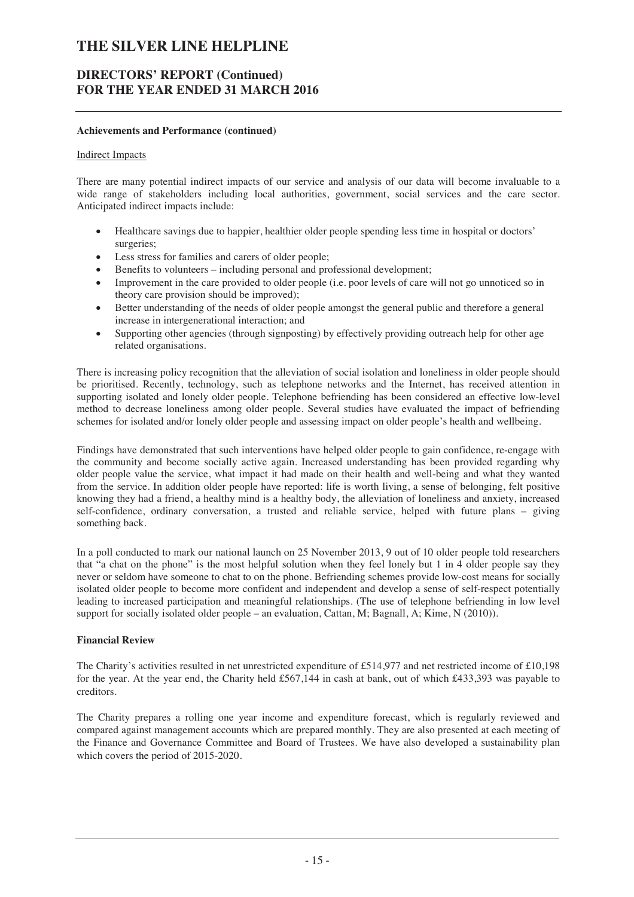**Achievements and Performance (continued)**

Indirect Impacts

There are many potential indirect impacts of our service and analysis of our data will become invaluable to a wide range of stakeholders including local authorities, government, social services and the care sector. Anticipated indirect impacts include:

- Healthcare savings due to happier, healthier older people spending less time in hospital or doctors' surgeries;
- Less stress for families and carers of older people;
- Benefits to volunteers – including personal and professional development;
- Improvement in the care provided to older people (i.e. poor levels of care will not go unnoticed so in theory care provision should be improved);
- Better understanding of the needs of older people amongst the general public and therefore a general increase in intergenerational interaction; and
- Supporting other agencies (through signposting) by effectively providing outreach help for other age related organisations.

There is increasing policy recognition that the alleviation of social isolation and loneliness in older people should be prioritised. Recently, technology, such as telephone networks and the Internet, has received attention in supporting isolated and lonely older people. Telephone befriending has been considered an effective low-level method to decrease loneliness among older people. Several studies have evaluated the impact of befriending schemes for isolated and/or lonely older people and assessing impact on older people's health and wellbeing.

Findings have demonstrated that such interventions have helped older people to gain confidence, re-engage with the community and become socially active again. Increased understanding has been provided regarding why older people value the service, what impact it had made on their health and well-being and what they wanted from the service. In addition older people have reported: life is worth living, a sense of belonging, felt positive knowing they had a friend, a healthy mind is a healthy body, the alleviation of loneliness and anxiety, increased self-confidence, ordinary conversation, a trusted and reliable service, helped with future plans – giving something back.

In a poll conducted to mark our national launch on 25 November 2013, 9 out of 10 older people told researchers that "a chat on the phone" is the most helpful solution when they feel lonely but 1 in 4 older people say they never or seldom have someone to chat to on the phone. Befriending schemes provide low-cost means for socially isolated older people to become more confident and independent and develop a sense of self-respect potentially leading to increased participation and meaningful relationships. (The use of telephone befriending in low level support for socially isolated older people – an evaluation, Cattan, M; Bagnall, A; Kime, N (2010)).

**Financial Review**

The Charity's activities resulted in net unrestricted expenditure of £514,977 and net restricted income of £10,198 for the year. At the year end, the Charity held £567,144 in cash at bank, out of which £433,393 was payable to creditors.

The Charity prepares a rolling one year income and expenditure forecast, which is regularly reviewed and compared against management accounts which are prepared monthly. They are also presented at each meeting of the Finance and Governance Committee and Board of Trustees. We have also developed a sustainability plan which covers the period of 2015-2020.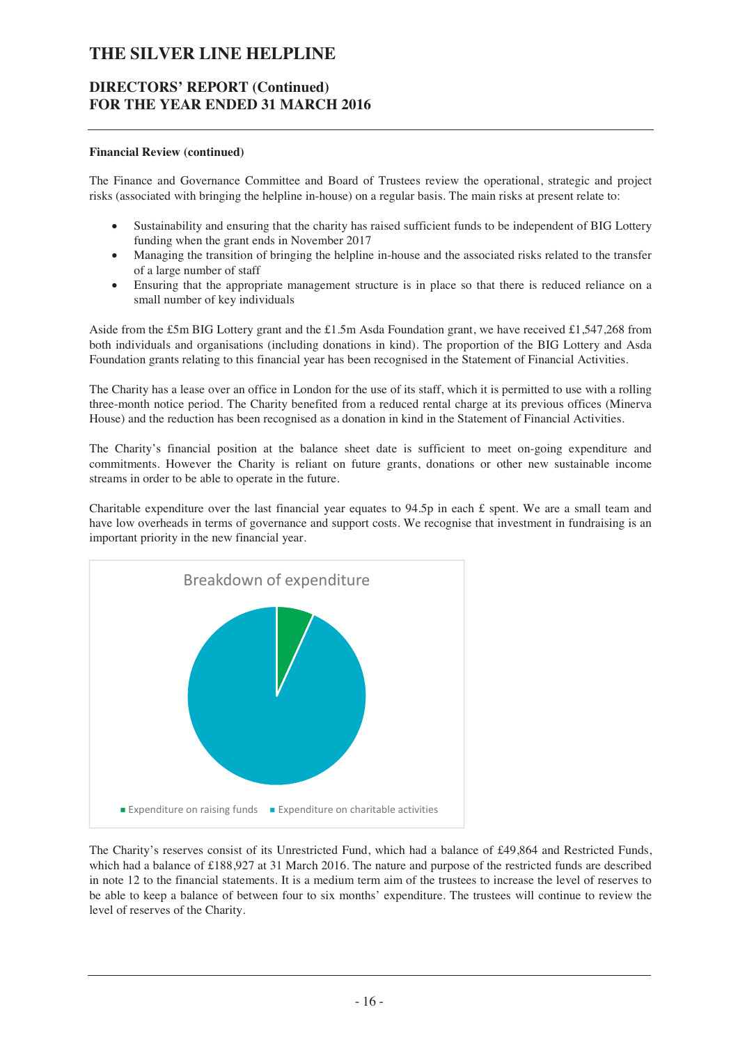**Financial Review (continued)**

The Finance and Governance Committee and Board of Trustees review the operational, strategic and project risks (associated with bringing the helpline in-house) on a regular basis. The main risks at present relate to:

- Sustainability and ensuring that the charity has raised sufficient funds to be independent of BIG Lottery funding when the grant ends in November 2017
- Managing the transition of bringing the helpline in-house and the associated risks related to the transfer of a large number of staff
- Ensuring that the appropriate management structure is in place so that there is reduced reliance on a small number of key individuals

Aside from the £5m BIG Lottery grant and the £1.5m Asda Foundation grant, we have received £1,547,268 from both individuals and organisations (including donations in kind). The proportion of the BIG Lottery and Asda Foundation grants relating to this financial year has been recognised in the Statement of Financial Activities.

The Charity has a lease over an office in London for the use of its staff, which it is permitted to use with a rolling three-month notice period. The Charity benefited from a reduced rental charge at its previous offices (Minerva House) and the reduction has been recognised as a donation in kind in the Statement of Financial Activities.

The Charity's financial position at the balance sheet date is sufficient to meet on-going expenditure and commitments. However the Charity is reliant on future grants, donations or other new sustainable income streams in order to be able to operate in the future.

Charitable expenditure over the last financial year equates to 94.5p in each £ spent. We are a small team and have low overheads in terms of governance and support costs. We recognise that investment in fundraising is an important priority in the new financial year.

Breakdown of expenditure

- Expenditure on raising funds
- Expenditure on charitable activities

The Charity's reserves consist of its Unrestricted Fund, which had a balance of £49,864 and Restricted Funds, which had a balance of £188,927 at 31 March 2016. The nature and purpose of the restricted funds are described in note 12 to the financial statements. It is a medium term aim of the trustees to increase the level of reserves to be able to keep a balance of between four to six months' expenditure. The trustees will continue to review the level of reserves of the Charity.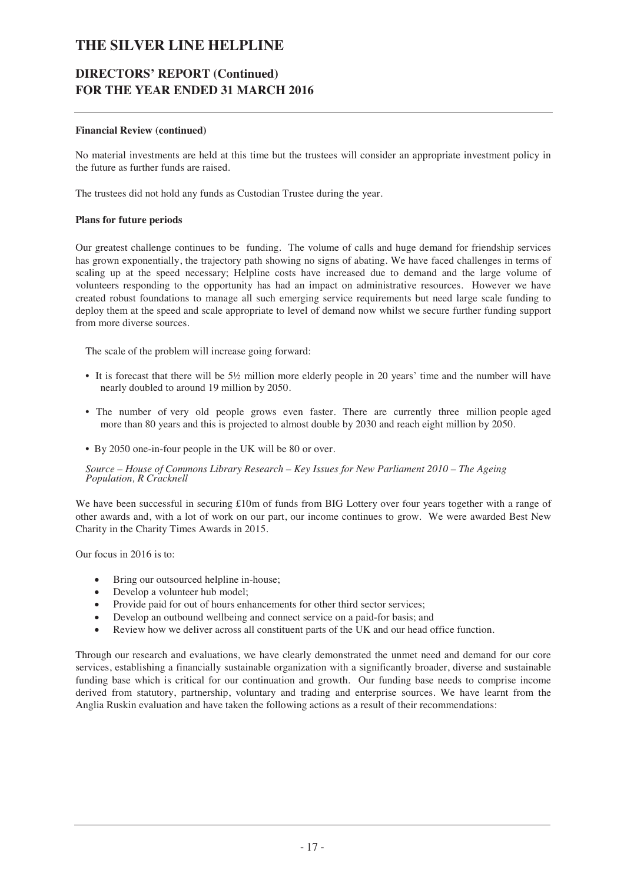**Financial Review (continued)**

No material investments are held at this time but the trustees will consider an appropriate investment policy in the future as further funds are raised.

The trustees did not hold any funds as Custodian Trustee during the year.

**Plans for future periods**

Our greatest challenge continues to be funding. The volume of calls and huge demand for friendship services has grown exponentially, the trajectory path showing no signs of abating. We have faced challenges in terms of scaling up at the speed necessary; Helpline costs have increased due to demand and the large volume of volunteers responding to the opportunity has had an impact on administrative resources. However we have created robust foundations to manage all such emerging service requirements but need large scale funding to deploy them at the speed and scale appropriate to level of demand now whilst we secure further funding support from more diverse sources.

The scale of the problem will increase going forward:

- It is forecast that there will be 5½ million more elderly people in 20 years' time and the number will have nearly doubled to around 19 million by 2050.
- The number of very old people grows even faster. There are currently three million people aged more than 80 years and this is projected to almost double by 2030 and reach eight million by 2050.
- By 2050 one-in-four people in the UK will be 80 or over.

*Source – House of Commons Library Research – Key Issues for New Parliament 2010 – The Ageing Population, R Cracknell*

We have been successful in securing £10m of funds from BIG Lottery over four years together with a range of other awards and, with a lot of work on our part, our income continues to grow. We were awarded Best New Charity in the Charity Times Awards in 2015.

Our focus in 2016 is to:

- Bring our outsourced helpline in-house;
- Develop a volunteer hub model;
- Provide paid for out of hours enhancements for other third sector services;
- Develop an outbound wellbeing and connect service on a paid-for basis; and
- Review how we deliver across all constituent parts of the UK and our head office function.

Through our research and evaluations, we have clearly demonstrated the unmet need and demand for our core services, establishing a financially sustainable organization with a significantly broader, diverse and sustainable funding base which is critical for our continuation and growth. Our funding base needs to comprise income derived from statutory, partnership, voluntary and trading and enterprise sources. We have learnt from the Anglia Ruskin evaluation and have taken the following actions as a result of their recommendations: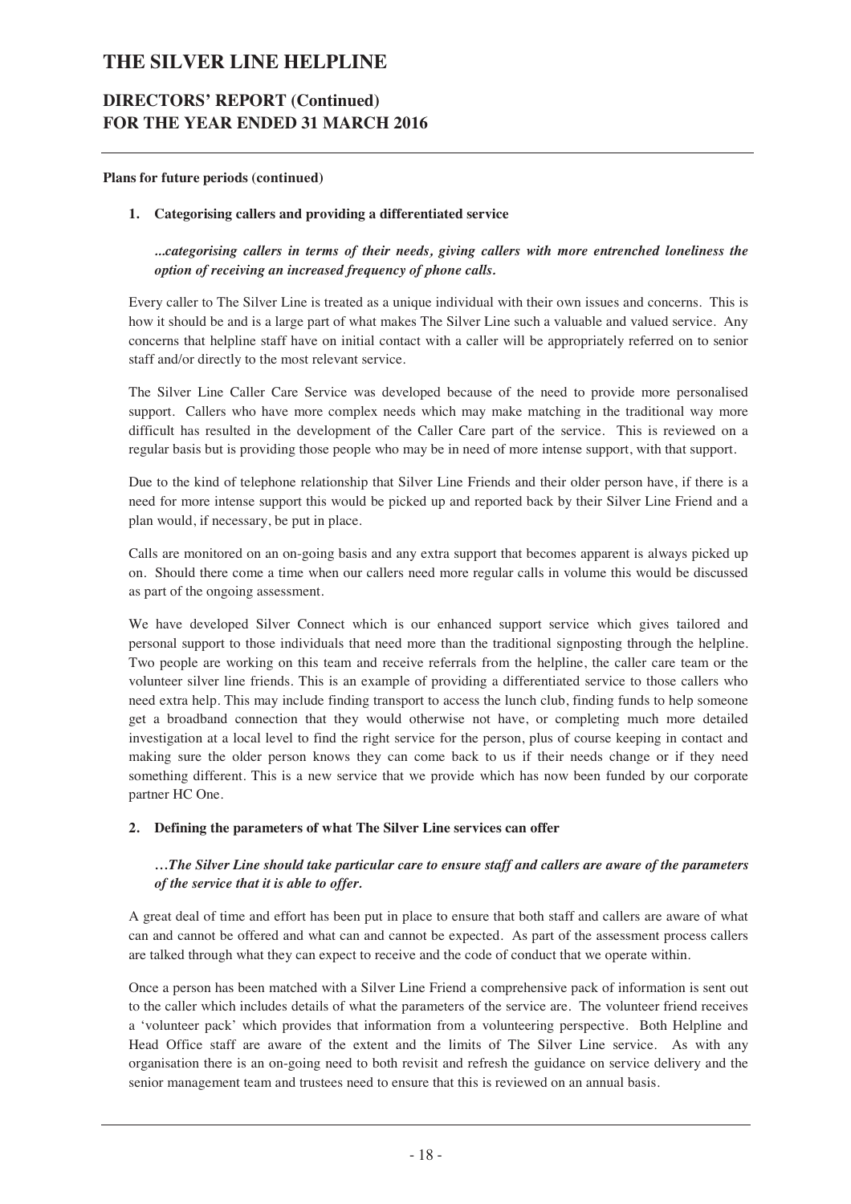**Plans for future periods (continued)**

**1. Categorising callers and providing a differentiated service**

***...categorising callers in terms of their needs, giving callers with more entrenched loneliness the option of receiving an increased frequency of phone calls.***

Every caller to The Silver Line is treated as a unique individual with their own issues and concerns. This is how it should be and is a large part of what makes The Silver Line such a valuable and valued service. Any concerns that helpline staff have on initial contact with a caller will be appropriately referred on to senior staff and/or directly to the most relevant service.

The Silver Line Caller Care Service was developed because of the need to provide more personalised support. Callers who have more complex needs which may make matching in the traditional way more difficult has resulted in the development of the Caller Care part of the service. This is reviewed on a regular basis but is providing those people who may be in need of more intense support, with that support.

Due to the kind of telephone relationship that Silver Line Friends and their older person have, if there is a need for more intense support this would be picked up and reported back by their Silver Line Friend and a plan would, if necessary, be put in place.

Calls are monitored on an on-going basis and any extra support that becomes apparent is always picked up on. Should there come a time when our callers need more regular calls in volume this would be discussed as part of the ongoing assessment.

We have developed Silver Connect which is our enhanced support service which gives tailored and personal support to those individuals that need more than the traditional signposting through the helpline. Two people are working on this team and receive referrals from the helpline, the caller care team or the volunteer silver line friends. This is an example of providing a differentiated service to those callers who need extra help. This may include finding transport to access the lunch club, finding funds to help someone get a broadband connection that they would otherwise not have, or completing much more detailed investigation at a local level to find the right service for the person, plus of course keeping in contact and making sure the older person knows they can come back to us if their needs change or if they need something different. This is a new service that we provide which has now been funded by our corporate partner HC One.

**2. Defining the parameters of what The Silver Line services can offer**

***…The Silver Line should take particular care to ensure staff and callers are aware of the parameters of the service that it is able to offer.***

A great deal of time and effort has been put in place to ensure that both staff and callers are aware of what can and cannot be offered and what can and cannot be expected. As part of the assessment process callers are talked through what they can expect to receive and the code of conduct that we operate within.

Once a person has been matched with a Silver Line Friend a comprehensive pack of information is sent out to the caller which includes details of what the parameters of the service are. The volunteer friend receives a 'volunteer pack' which provides that information from a volunteering perspective. Both Helpline and Head Office staff are aware of the extent and the limits of The Silver Line service. As with any organisation there is an on-going need to both revisit and refresh the guidance on service delivery and the senior management team and trustees need to ensure that this is reviewed on an annual basis.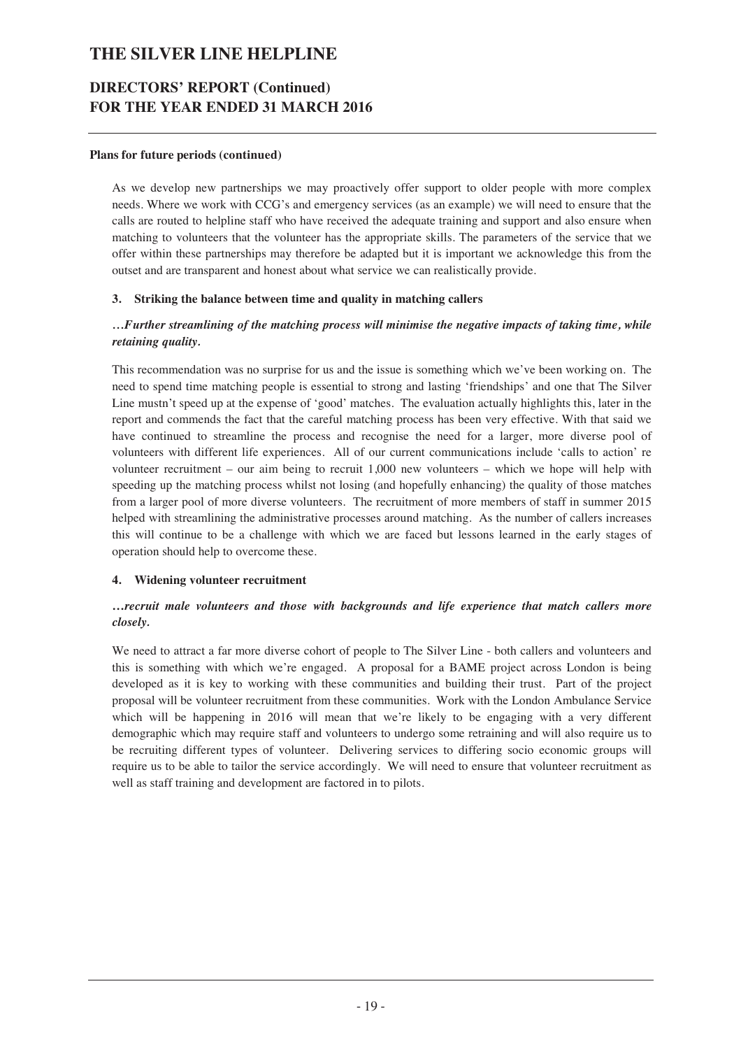**Plans for future periods (continued)**

As we develop new partnerships we may proactively offer support to older people with more complex needs. Where we work with CCG's and emergency services (as an example) we will need to ensure that the calls are routed to helpline staff who have received the adequate training and support and also ensure when matching to volunteers that the volunteer has the appropriate skills. The parameters of the service that we offer within these partnerships may therefore be adapted but it is important we acknowledge this from the outset and are transparent and honest about what service we can realistically provide.

**3. Striking the balance between time and quality in matching callers**

***…Further streamlining of the matching process will minimise the negative impacts of taking time, while retaining quality.***

This recommendation was no surprise for us and the issue is something which we've been working on. The need to spend time matching people is essential to strong and lasting 'friendships' and one that The Silver Line mustn't speed up at the expense of 'good' matches. The evaluation actually highlights this, later in the report and commends the fact that the careful matching process has been very effective. With that said we have continued to streamline the process and recognise the need for a larger, more diverse pool of volunteers with different life experiences. All of our current communications include 'calls to action' re volunteer recruitment – our aim being to recruit 1,000 new volunteers – which we hope will help with speeding up the matching process whilst not losing (and hopefully enhancing) the quality of those matches from a larger pool of more diverse volunteers. The recruitment of more members of staff in summer 2015 helped with streamlining the administrative processes around matching. As the number of callers increases this will continue to be a challenge with which we are faced but lessons learned in the early stages of operation should help to overcome these.

**4. Widening volunteer recruitment**

***…recruit male volunteers and those with backgrounds and life experience that match callers more closely.***

We need to attract a far more diverse cohort of people to The Silver Line - both callers and volunteers and this is something with which we're engaged. A proposal for a BAME project across London is being developed as it is key to working with these communities and building their trust. Part of the project proposal will be volunteer recruitment from these communities. Work with the London Ambulance Service which will be happening in 2016 will mean that we're likely to be engaging with a very different demographic which may require staff and volunteers to undergo some retraining and will also require us to be recruiting different types of volunteer. Delivering services to differing socio economic groups will require us to be able to tailor the service accordingly. We will need to ensure that volunteer recruitment as well as staff training and development are factored in to pilots.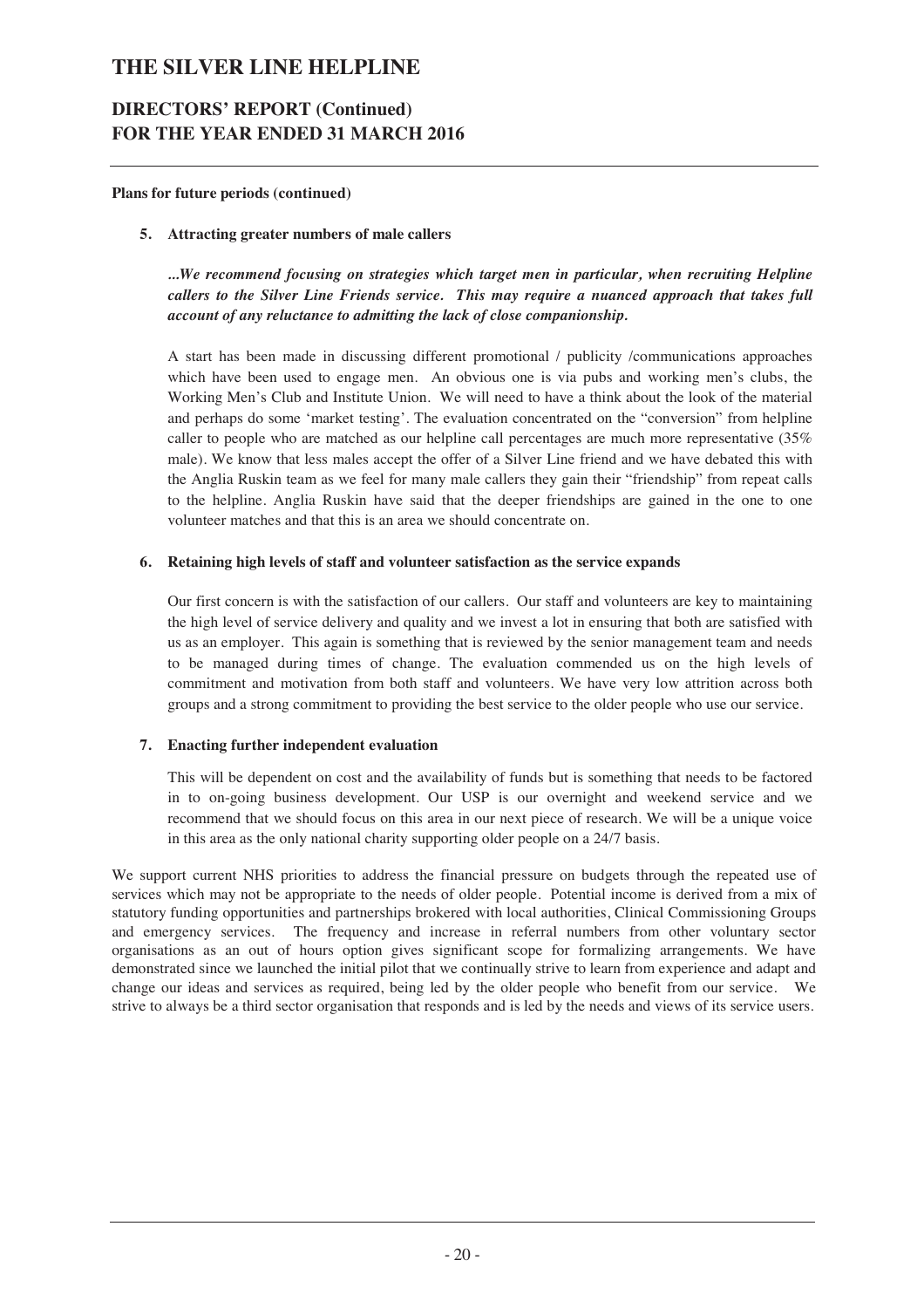**Plans for future periods (continued)**

5. **Attracting greater numbers of male callers**

   ***...We recommend focusing on strategies which target men in particular, when recruiting Helpline callers to the Silver Line Friends service. This may require a nuanced approach that takes full account of any reluctance to admitting the lack of close companionship.***

   A start has been made in discussing different promotional / publicity /communications approaches which have been used to engage men. An obvious one is via pubs and working men's clubs, the Working Men's Club and Institute Union. We will need to have a think about the look of the material and perhaps do some 'market testing'. The evaluation concentrated on the "conversion" from helpline caller to people who are matched as our helpline call percentages are much more representative (35% male). We know that less males accept the offer of a Silver Line friend and we have debated this with the Anglia Ruskin team as we feel for many male callers they gain their "friendship" from repeat calls to the helpline. Anglia Ruskin have said that the deeper friendships are gained in the one to one volunteer matches and that this is an area we should concentrate on.

6. **Retaining high levels of staff and volunteer satisfaction as the service expands**

   Our first concern is with the satisfaction of our callers. Our staff and volunteers are key to maintaining the high level of service delivery and quality and we invest a lot in ensuring that both are satisfied with us as an employer. This again is something that is reviewed by the senior management team and needs to be managed during times of change. The evaluation commended us on the high levels of commitment and motivation from both staff and volunteers. We have very low attrition across both groups and a strong commitment to providing the best service to the older people who use our service.

7. **Enacting further independent evaluation**

   This will be dependent on cost and the availability of funds but is something that needs to be factored in to on-going business development. Our USP is our overnight and weekend service and we recommend that we should focus on this area in our next piece of research. We will be a unique voice in this area as the only national charity supporting older people on a 24/7 basis.

We support current NHS priorities to address the financial pressure on budgets through the repeated use of services which may not be appropriate to the needs of older people. Potential income is derived from a mix of statutory funding opportunities and partnerships brokered with local authorities, Clinical Commissioning Groups and emergency services. The frequency and increase in referral numbers from other voluntary sector organisations as an out of hours option gives significant scope for formalizing arrangements. We have demonstrated since we launched the initial pilot that we continually strive to learn from experience and adapt and change our ideas and services as required, being led by the older people who benefit from our service. We strive to always be a third sector organisation that responds and is led by the needs and views of its service users.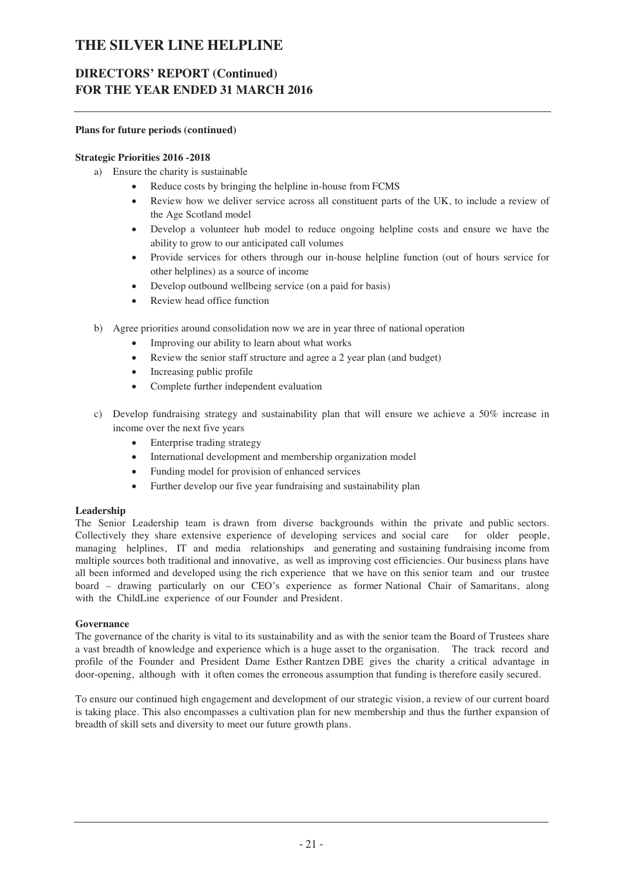**Plans for future periods (continued)**

**Strategic Priorities 2016 -2018**

a) Ensure the charity is sustainable
   - Reduce costs by bringing the helpline in-house from FCMS
   - Review how we deliver service across all constituent parts of the UK, to include a review of the Age Scotland model
   - Develop a volunteer hub model to reduce ongoing helpline costs and ensure we have the ability to grow to our anticipated call volumes
   - Provide services for others through our in-house helpline function (out of hours service for other helplines) as a source of income
   - Develop outbound wellbeing service (on a paid for basis)
   - Review head office function

b) Agree priorities around consolidation now we are in year three of national operation
   - Improving our ability to learn about what works
   - Review the senior staff structure and agree a 2 year plan (and budget)
   - Increasing public profile
   - Complete further independent evaluation

c) Develop fundraising strategy and sustainability plan that will ensure we achieve a 50% increase in income over the next five years
   - Enterprise trading strategy
   - International development and membership organization model
   - Funding model for provision of enhanced services
   - Further develop our five year fundraising and sustainability plan

**Leadership**

The Senior Leadership team is drawn from diverse backgrounds within the private and public sectors. Collectively they share extensive experience of developing services and social care for older people, managing helplines, IT and media relationships and generating and sustaining fundraising income from multiple sources both traditional and innovative, as well as improving cost efficiencies. Our business plans have all been informed and developed using the rich experience that we have on this senior team and our trustee board – drawing particularly on our CEO's experience as former National Chair of Samaritans, along with the ChildLine experience of our Founder and President.

**Governance**

The governance of the charity is vital to its sustainability and as with the senior team the Board of Trustees share a vast breadth of knowledge and experience which is a huge asset to the organisation. The track record and profile of the Founder and President Dame Esther Rantzen DBE gives the charity a critical advantage in door-opening, although with it often comes the erroneous assumption that funding is therefore easily secured.

To ensure our continued high engagement and development of our strategic vision, a review of our current board is taking place. This also encompasses a cultivation plan for new membership and thus the further expansion of breadth of skill sets and diversity to meet our future growth plans.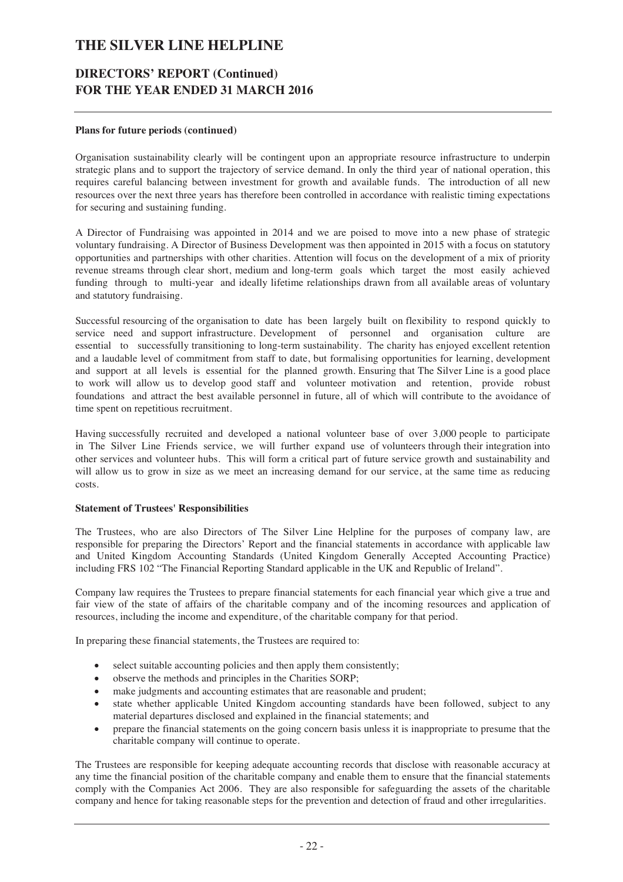**Plans for future periods (continued)**

Organisation sustainability clearly will be contingent upon an appropriate resource infrastructure to underpin strategic plans and to support the trajectory of service demand. In only the third year of national operation, this requires careful balancing between investment for growth and available funds. The introduction of all new resources over the next three years has therefore been controlled in accordance with realistic timing expectations for securing and sustaining funding.

A Director of Fundraising was appointed in 2014 and we are poised to move into a new phase of strategic voluntary fundraising. A Director of Business Development was then appointed in 2015 with a focus on statutory opportunities and partnerships with other charities. Attention will focus on the development of a mix of priority revenue streams through clear short, medium and long-term goals which target the most easily achieved funding through to multi-year and ideally lifetime relationships drawn from all available areas of voluntary and statutory fundraising.

Successful resourcing of the organisation to date has been largely built on flexibility to respond quickly to service need and support infrastructure. Development of personnel and organisation culture are essential to successfully transitioning to long-term sustainability. The charity has enjoyed excellent retention and a laudable level of commitment from staff to date, but formalising opportunities for learning, development and support at all levels is essential for the planned growth. Ensuring that The Silver Line is a good place to work will allow us to develop good staff and volunteer motivation and retention, provide robust foundations and attract the best available personnel in future, all of which will contribute to the avoidance of time spent on repetitious recruitment.

Having successfully recruited and developed a national volunteer base of over 3,000 people to participate in The Silver Line Friends service, we will further expand use of volunteers through their integration into other services and volunteer hubs. This will form a critical part of future service growth and sustainability and will allow us to grow in size as we meet an increasing demand for our service, at the same time as reducing costs.

**Statement of Trustees' Responsibilities**

The Trustees, who are also Directors of The Silver Line Helpline for the purposes of company law, are responsible for preparing the Directors' Report and the financial statements in accordance with applicable law and United Kingdom Accounting Standards (United Kingdom Generally Accepted Accounting Practice) including FRS 102 "The Financial Reporting Standard applicable in the UK and Republic of Ireland".

Company law requires the Trustees to prepare financial statements for each financial year which give a true and fair view of the state of affairs of the charitable company and of the incoming resources and application of resources, including the income and expenditure, of the charitable company for that period.

In preparing these financial statements, the Trustees are required to:

- select suitable accounting policies and then apply them consistently;
- observe the methods and principles in the Charities SORP;
- make judgments and accounting estimates that are reasonable and prudent;
- state whether applicable United Kingdom accounting standards have been followed, subject to any material departures disclosed and explained in the financial statements; and
- prepare the financial statements on the going concern basis unless it is inappropriate to presume that the charitable company will continue to operate.

The Trustees are responsible for keeping adequate accounting records that disclose with reasonable accuracy at any time the financial position of the charitable company and enable them to ensure that the financial statements comply with the Companies Act 2006. They are also responsible for safeguarding the assets of the charitable company and hence for taking reasonable steps for the prevention and detection of fraud and other irregularities.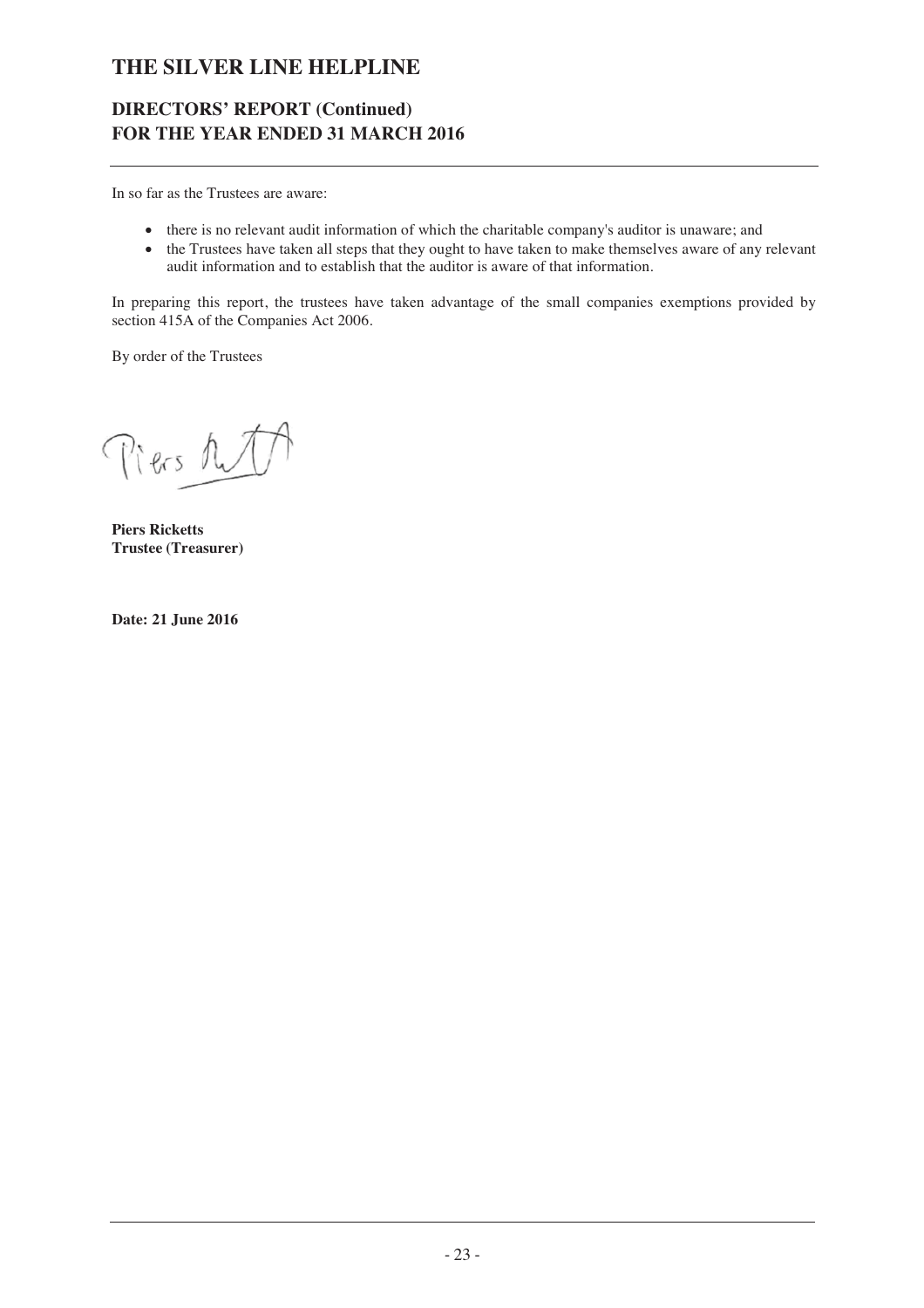# THE SILVER LINE HELPLINE

## DIRECTORS' REPORT (Continued)
## FOR THE YEAR ENDED 31 MARCH 2016

In so far as the Trustees are aware:

- there is no relevant audit information of which the charitable company's auditor is unaware; and
- the Trustees have taken all steps that they ought to have taken to make themselves aware of any relevant audit information and to establish that the auditor is aware of that information.

In preparing this report, the trustees have taken advantage of the small companies exemptions provided by section 415A of the Companies Act 2006.

By order of the Trustees

**Piers Ricketts**
**Trustee (Treasurer)**

**Date: 21 June 2016**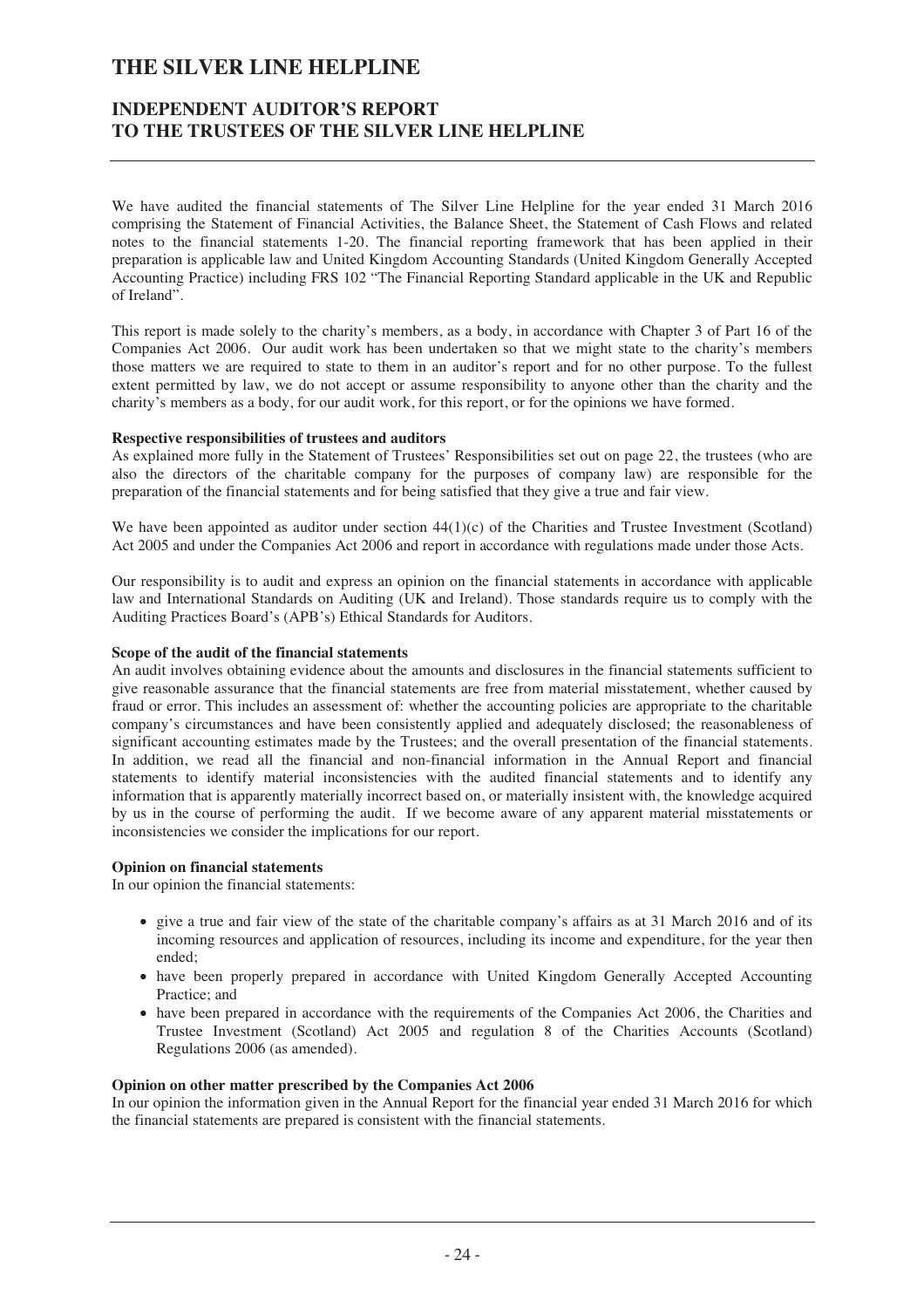# THE SILVER LINE HELPLINE

## INDEPENDENT AUDITOR'S REPORT
## TO THE TRUSTEES OF THE SILVER LINE HELPLINE

We have audited the financial statements of The Silver Line Helpline for the year ended 31 March 2016 comprising the Statement of Financial Activities, the Balance Sheet, the Statement of Cash Flows and related notes to the financial statements 1-20. The financial reporting framework that has been applied in their preparation is applicable law and United Kingdom Accounting Standards (United Kingdom Generally Accepted Accounting Practice) including FRS 102 "The Financial Reporting Standard applicable in the UK and Republic of Ireland".

This report is made solely to the charity's members, as a body, in accordance with Chapter 3 of Part 16 of the Companies Act 2006. Our audit work has been undertaken so that we might state to the charity's members those matters we are required to state to them in an auditor's report and for no other purpose. To the fullest extent permitted by law, we do not accept or assume responsibility to anyone other than the charity and the charity's members as a body, for our audit work, for this report, or for the opinions we have formed.

**Respective responsibilities of trustees and auditors**

As explained more fully in the Statement of Trustees' Responsibilities set out on page 22, the trustees (who are also the directors of the charitable company for the purposes of company law) are responsible for the preparation of the financial statements and for being satisfied that they give a true and fair view.

We have been appointed as auditor under section 44(1)(c) of the Charities and Trustee Investment (Scotland) Act 2005 and under the Companies Act 2006 and report in accordance with regulations made under those Acts.

Our responsibility is to audit and express an opinion on the financial statements in accordance with applicable law and International Standards on Auditing (UK and Ireland). Those standards require us to comply with the Auditing Practices Board's (APB's) Ethical Standards for Auditors.

**Scope of the audit of the financial statements**

An audit involves obtaining evidence about the amounts and disclosures in the financial statements sufficient to give reasonable assurance that the financial statements are free from material misstatement, whether caused by fraud or error. This includes an assessment of: whether the accounting policies are appropriate to the charitable company's circumstances and have been consistently applied and adequately disclosed; the reasonableness of significant accounting estimates made by the Trustees; and the overall presentation of the financial statements. In addition, we read all the financial and non-financial information in the Annual Report and financial statements to identify material inconsistencies with the audited financial statements and to identify any information that is apparently materially incorrect based on, or materially insistent with, the knowledge acquired by us in the course of performing the audit. If we become aware of any apparent material misstatements or inconsistencies we consider the implications for our report.

**Opinion on financial statements**

In our opinion the financial statements:

- give a true and fair view of the state of the charitable company's affairs as at 31 March 2016 and of its incoming resources and application of resources, including its income and expenditure, for the year then ended;
- have been properly prepared in accordance with United Kingdom Generally Accepted Accounting Practice; and
- have been prepared in accordance with the requirements of the Companies Act 2006, the Charities and Trustee Investment (Scotland) Act 2005 and regulation 8 of the Charities Accounts (Scotland) Regulations 2006 (as amended).

**Opinion on other matter prescribed by the Companies Act 2006**

In our opinion the information given in the Annual Report for the financial year ended 31 March 2016 for which the financial statements are prepared is consistent with the financial statements.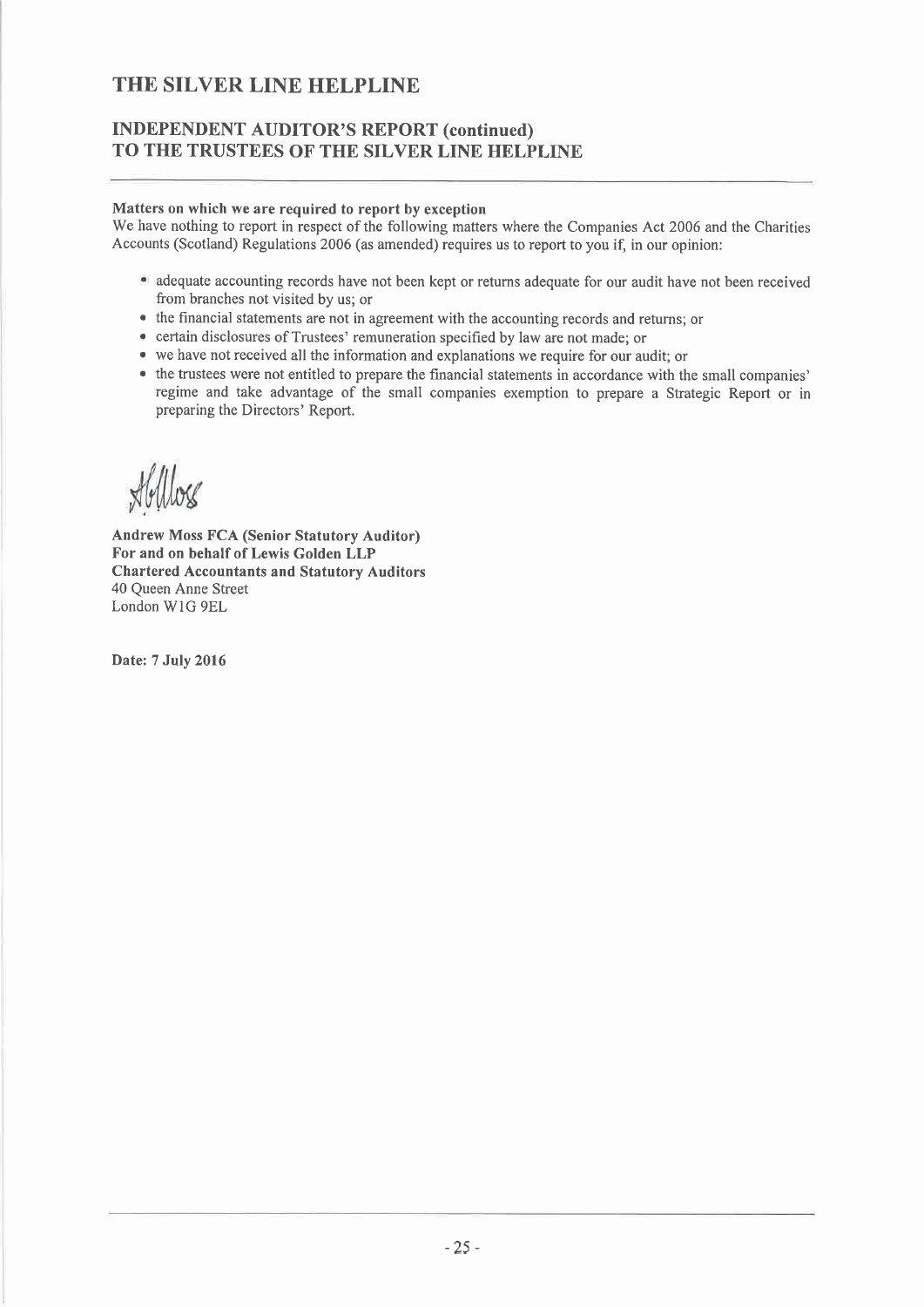# THE SILVER LINE HELPLINE

## INDEPENDENT AUDITOR'S REPORT (continued) TO THE TRUSTEES OF THE SILVER LINE HELPLINE

**Matters on which we are required to report by exception**

We have nothing to report in respect of the following matters where the Companies Act 2006 and the Charities Accounts (Scotland) Regulations 2006 (as amended) requires us to report to you if, in our opinion:

- adequate accounting records have not been kept or returns adequate for our audit have not been received from branches not visited by us; or
- the financial statements are not in agreement with the accounting records and returns; or
- certain disclosures of Trustees' remuneration specified by law are not made; or
- we have not received all the information and explanations we require for our audit; or
- the trustees were not entitled to prepare the financial statements in accordance with the small companies' regime and take advantage of the small companies exemption to prepare a Strategic Report or in preparing the Directors' Report.

**Andrew Moss FCA (Senior Statutory Auditor)**
**For and on behalf of Lewis Golden LLP**
**Chartered Accountants and Statutory Auditors**
40 Queen Anne Street
London W1G 9EL

**Date: 7 July 2016**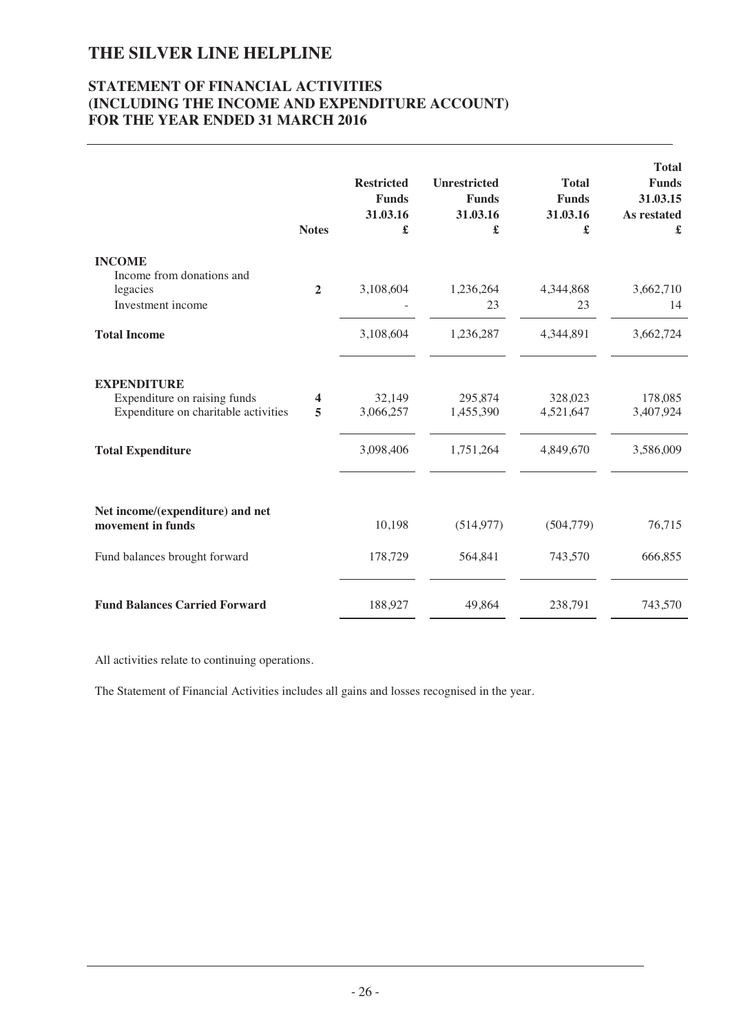# THE SILVER LINE HELPLINE

## STATEMENT OF FINANCIAL ACTIVITIES (INCLUDING THE INCOME AND EXPENDITURE ACCOUNT) FOR THE YEAR ENDED 31 MARCH 2016

| | Notes | Restricted Funds 31.03.16 £ | Unrestricted Funds 31.03.16 £ | Total Funds 31.03.16 £ | Total Funds 31.03.15 As restated £ |
|---|---|---|---|---|---|
| **INCOME** | | | | | |
| Income from donations and legacies | **2** | 3,108,604 | 1,236,264 | 4,344,868 | 3,662,710 |
| Investment income | | - | 23 | 23 | 14 |
| **Total Income** | | 3,108,604 | 1,236,287 | 4,344,891 | 3,662,724 |
| **EXPENDITURE** | | | | | |
| Expenditure on raising funds | **4** | 32,149 | 295,874 | 328,023 | 178,085 |
| Expenditure on charitable activities | **5** | 3,066,257 | 1,455,390 | 4,521,647 | 3,407,924 |
| **Total Expenditure** | | 3,098,406 | 1,751,264 | 4,849,670 | 3,586,009 |
| **Net income/(expenditure) and net movement in funds** | | 10,198 | (514,977) | (504,779) | 76,715 |
| Fund balances brought forward | | 178,729 | 564,841 | 743,570 | 666,855 |
| **Fund Balances Carried Forward** | | 188,927 | 49,864 | 238,791 | 743,570 |

All activities relate to continuing operations.

The Statement of Financial Activities includes all gains and losses recognised in the year.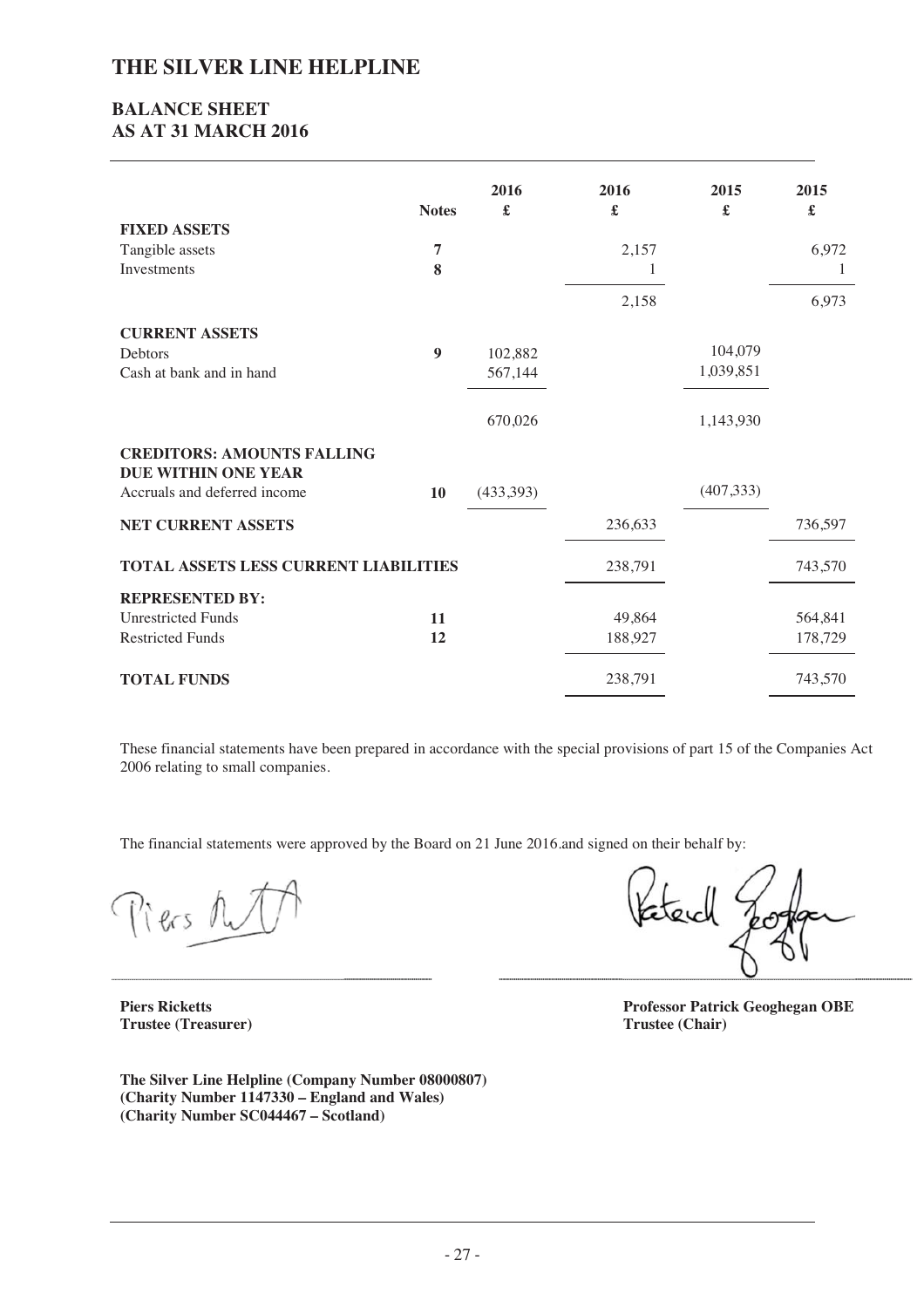# THE SILVER LINE HELPLINE

## BALANCE SHEET
## AS AT 31 MARCH 2016

| | Notes | 2016 £ | 2016 £ | 2015 £ | 2015 £ |
|---|---|---|---|---|---|
| **FIXED ASSETS** | | | | | |
| Tangible assets | 7 | | 2,157 | | 6,972 |
| Investments | 8 | | 1 | | 1 |
| | | | 2,158 | | 6,973 |
| **CURRENT ASSETS** | | | | | |
| Debtors | 9 | 102,882 | | 104,079 | |
| Cash at bank and in hand | | 567,144 | | 1,039,851 | |
| | | 670,026 | | 1,143,930 | |
| **CREDITORS: AMOUNTS FALLING DUE WITHIN ONE YEAR** | | | | | |
| Accruals and deferred income | 10 | (433,393) | | (407,333) | |
| **NET CURRENT ASSETS** | | | 236,633 | | 736,597 |
| **TOTAL ASSETS LESS CURRENT LIABILITIES** | | | 238,791 | | 743,570 |
| **REPRESENTED BY:** | | | | | |
| Unrestricted Funds | 11 | | 49,864 | | 564,841 |
| Restricted Funds | 12 | | 188,927 | | 178,729 |
| **TOTAL FUNDS** | | | 238,791 | | 743,570 |

These financial statements have been prepared in accordance with the special provisions of part 15 of the Companies Act 2006 relating to small companies.

The financial statements were approved by the Board on 21 June 2016.and signed on their behalf by:

**Piers Ricketts**
**Trustee (Treasurer)**

**Professor Patrick Geoghegan OBE**
**Trustee (Chair)**

**The Silver Line Helpline (Company Number 08000807)**
**(Charity Number 1147330 – England and Wales)**
**(Charity Number SC044467 – Scotland)**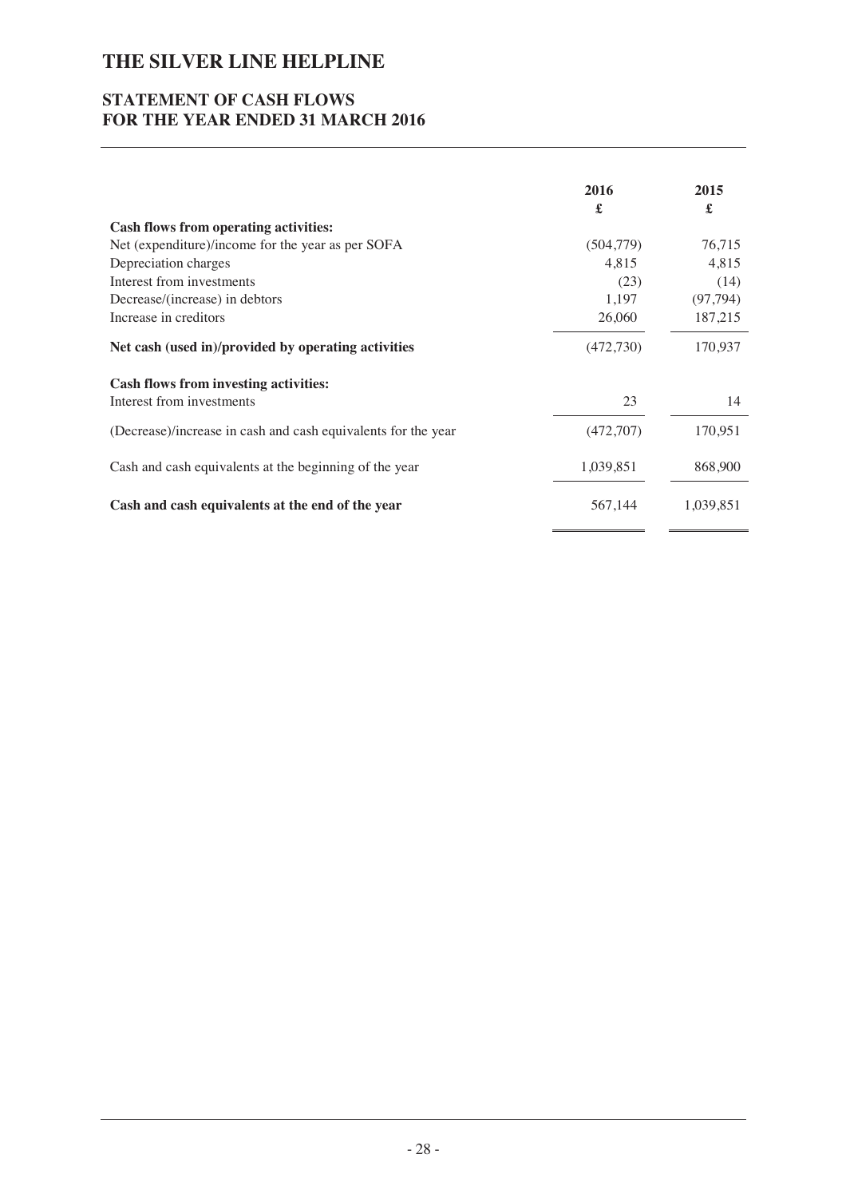# THE SILVER LINE HELPLINE

## STATEMENT OF CASH FLOWS FOR THE YEAR ENDED 31 MARCH 2016

| | 2016 £ | 2015 £ |
|---|---|---|
| **Cash flows from operating activities:** | | |
| Net (expenditure)/income for the year as per SOFA | (504,779) | 76,715 |
| Depreciation charges | 4,815 | 4,815 |
| Interest from investments | (23) | (14) |
| Decrease/(increase) in debtors | 1,197 | (97,794) |
| Increase in creditors | 26,060 | 187,215 |
| **Net cash (used in)/provided by operating activities** | (472,730) | 170,937 |
| **Cash flows from investing activities:** | | |
| Interest from investments | 23 | 14 |
| (Decrease)/increase in cash and cash equivalents for the year | (472,707) | 170,951 |
| Cash and cash equivalents at the beginning of the year | 1,039,851 | 868,900 |
| **Cash and cash equivalents at the end of the year** | 567,144 | 1,039,851 |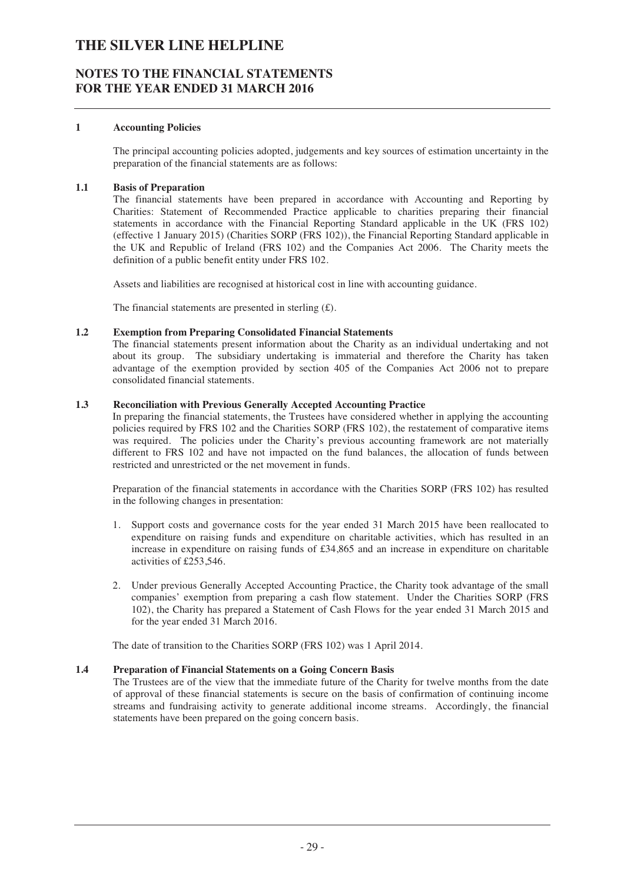# THE SILVER LINE HELPLINE

## NOTES TO THE FINANCIAL STATEMENTS FOR THE YEAR ENDED 31 MARCH 2016

### 1 Accounting Policies

The principal accounting policies adopted, judgements and key sources of estimation uncertainty in the preparation of the financial statements are as follows:

#### 1.1 Basis of Preparation

The financial statements have been prepared in accordance with Accounting and Reporting by Charities: Statement of Recommended Practice applicable to charities preparing their financial statements in accordance with the Financial Reporting Standard applicable in the UK (FRS 102) (effective 1 January 2015) (Charities SORP (FRS 102)), the Financial Reporting Standard applicable in the UK and Republic of Ireland (FRS 102) and the Companies Act 2006. The Charity meets the definition of a public benefit entity under FRS 102.

Assets and liabilities are recognised at historical cost in line with accounting guidance.

The financial statements are presented in sterling (£).

#### 1.2 Exemption from Preparing Consolidated Financial Statements

The financial statements present information about the Charity as an individual undertaking and not about its group. The subsidiary undertaking is immaterial and therefore the Charity has taken advantage of the exemption provided by section 405 of the Companies Act 2006 not to prepare consolidated financial statements.

#### 1.3 Reconciliation with Previous Generally Accepted Accounting Practice

In preparing the financial statements, the Trustees have considered whether in applying the accounting policies required by FRS 102 and the Charities SORP (FRS 102), the restatement of comparative items was required. The policies under the Charity's previous accounting framework are not materially different to FRS 102 and have not impacted on the fund balances, the allocation of funds between restricted and unrestricted or the net movement in funds.

Preparation of the financial statements in accordance with the Charities SORP (FRS 102) has resulted in the following changes in presentation:

1. Support costs and governance costs for the year ended 31 March 2015 have been reallocated to expenditure on raising funds and expenditure on charitable activities, which has resulted in an increase in expenditure on raising funds of £34,865 and an increase in expenditure on charitable activities of £253,546.
2. Under previous Generally Accepted Accounting Practice, the Charity took advantage of the small companies' exemption from preparing a cash flow statement. Under the Charities SORP (FRS 102), the Charity has prepared a Statement of Cash Flows for the year ended 31 March 2015 and for the year ended 31 March 2016.

The date of transition to the Charities SORP (FRS 102) was 1 April 2014.

#### 1.4 Preparation of Financial Statements on a Going Concern Basis

The Trustees are of the view that the immediate future of the Charity for twelve months from the date of approval of these financial statements is secure on the basis of confirmation of continuing income streams and fundraising activity to generate additional income streams. Accordingly, the financial statements have been prepared on the going concern basis.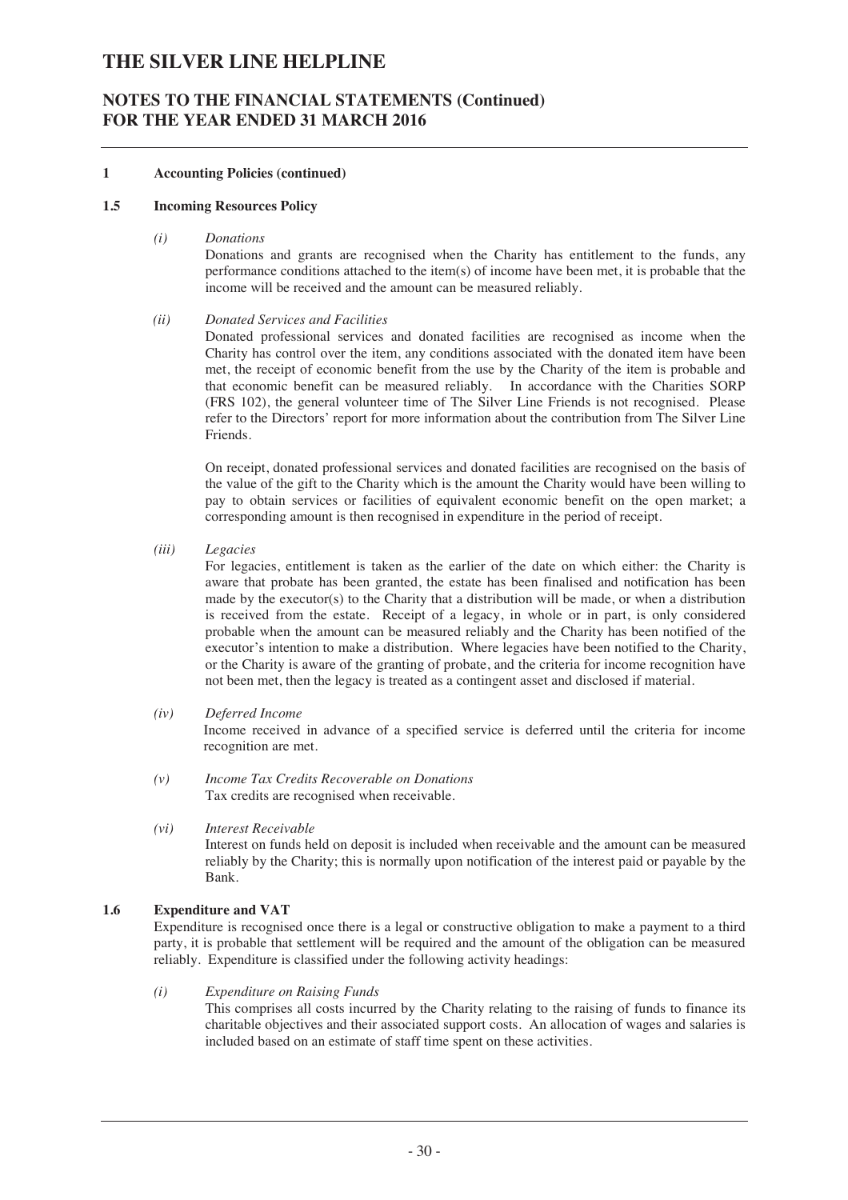## 1 Accounting Policies (continued)

### 1.5 Incoming Resources Policy

*(i) Donations*

Donations and grants are recognised when the Charity has entitlement to the funds, any performance conditions attached to the item(s) of income have been met, it is probable that the income will be received and the amount can be measured reliably.

*(ii) Donated Services and Facilities*

Donated professional services and donated facilities are recognised as income when the Charity has control over the item, any conditions associated with the donated item have been met, the receipt of economic benefit from the use by the Charity of the item is probable and that economic benefit can be measured reliably. In accordance with the Charities SORP (FRS 102), the general volunteer time of The Silver Line Friends is not recognised. Please refer to the Directors' report for more information about the contribution from The Silver Line Friends.

On receipt, donated professional services and donated facilities are recognised on the basis of the value of the gift to the Charity which is the amount the Charity would have been willing to pay to obtain services or facilities of equivalent economic benefit on the open market; a corresponding amount is then recognised in expenditure in the period of receipt.

*(iii) Legacies*

For legacies, entitlement is taken as the earlier of the date on which either: the Charity is aware that probate has been granted, the estate has been finalised and notification has been made by the executor(s) to the Charity that a distribution will be made, or when a distribution is received from the estate. Receipt of a legacy, in whole or in part, is only considered probable when the amount can be measured reliably and the Charity has been notified of the executor's intention to make a distribution. Where legacies have been notified to the Charity, or the Charity is aware of the granting of probate, and the criteria for income recognition have not been met, then the legacy is treated as a contingent asset and disclosed if material.

*(iv) Deferred Income*

Income received in advance of a specified service is deferred until the criteria for income recognition are met.

*(v) Income Tax Credits Recoverable on Donations*

Tax credits are recognised when receivable.

*(vi) Interest Receivable*

Interest on funds held on deposit is included when receivable and the amount can be measured reliably by the Charity; this is normally upon notification of the interest paid or payable by the Bank.

### 1.6 Expenditure and VAT

Expenditure is recognised once there is a legal or constructive obligation to make a payment to a third party, it is probable that settlement will be required and the amount of the obligation can be measured reliably. Expenditure is classified under the following activity headings:

*(i) Expenditure on Raising Funds*

This comprises all costs incurred by the Charity relating to the raising of funds to finance its charitable objectives and their associated support costs. An allocation of wages and salaries is included based on an estimate of staff time spent on these activities.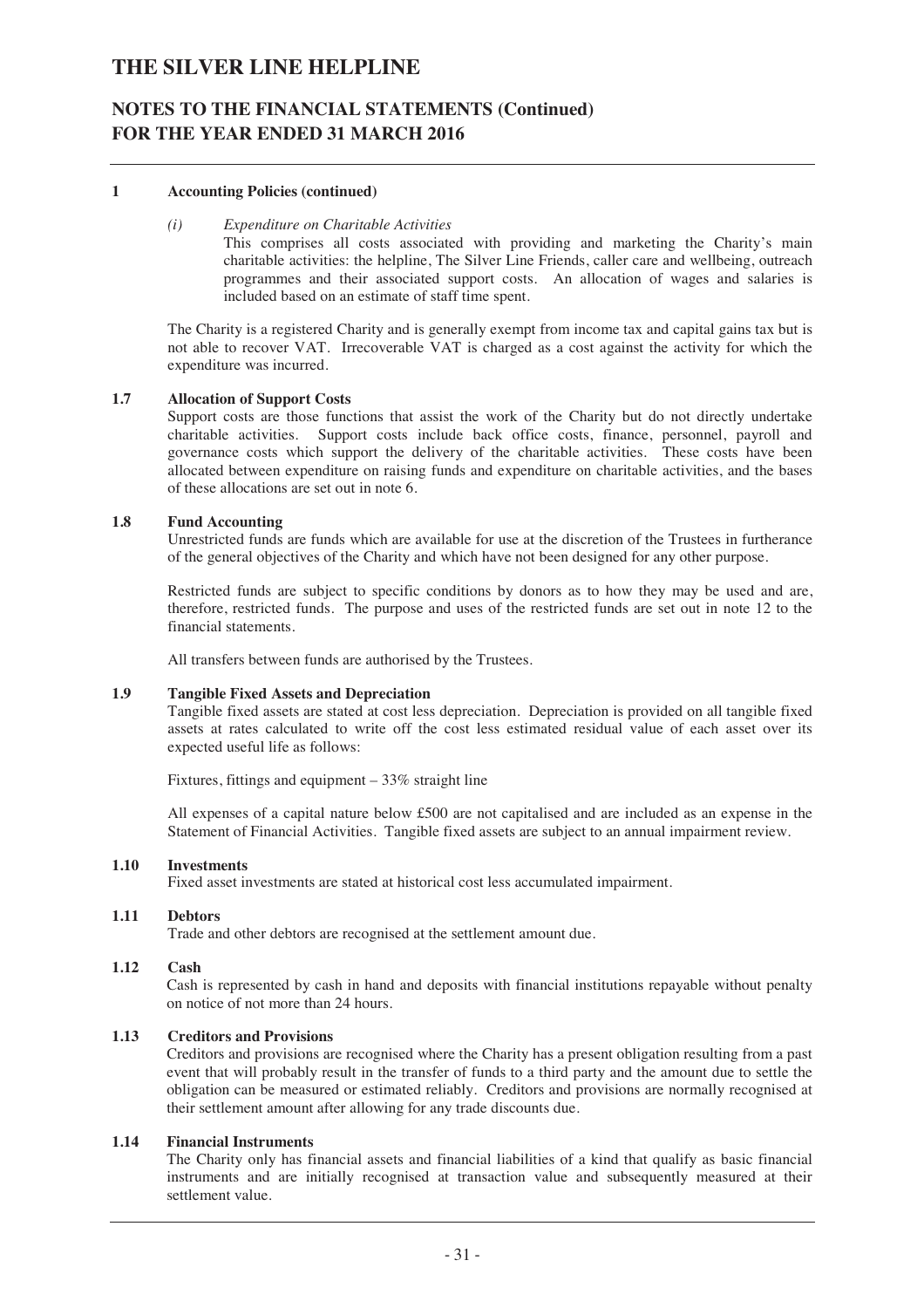# THE SILVER LINE HELPLINE

## NOTES TO THE FINANCIAL STATEMENTS (Continued) FOR THE YEAR ENDED 31 MARCH 2016

### 1 Accounting Policies (continued)

*(i) Expenditure on Charitable Activities*

This comprises all costs associated with providing and marketing the Charity's main charitable activities: the helpline, The Silver Line Friends, caller care and wellbeing, outreach programmes and their associated support costs. An allocation of wages and salaries is included based on an estimate of staff time spent.

The Charity is a registered Charity and is generally exempt from income tax and capital gains tax but is not able to recover VAT. Irrecoverable VAT is charged as a cost against the activity for which the expenditure was incurred.

### 1.7 Allocation of Support Costs

Support costs are those functions that assist the work of the Charity but do not directly undertake charitable activities. Support costs include back office costs, finance, personnel, payroll and governance costs which support the delivery of the charitable activities. These costs have been allocated between expenditure on raising funds and expenditure on charitable activities, and the bases of these allocations are set out in note 6.

### 1.8 Fund Accounting

Unrestricted funds are funds which are available for use at the discretion of the Trustees in furtherance of the general objectives of the Charity and which have not been designed for any other purpose.

Restricted funds are subject to specific conditions by donors as to how they may be used and are, therefore, restricted funds. The purpose and uses of the restricted funds are set out in note 12 to the financial statements.

All transfers between funds are authorised by the Trustees.

### 1.9 Tangible Fixed Assets and Depreciation

Tangible fixed assets are stated at cost less depreciation. Depreciation is provided on all tangible fixed assets at rates calculated to write off the cost less estimated residual value of each asset over its expected useful life as follows:

Fixtures, fittings and equipment – 33% straight line

All expenses of a capital nature below £500 are not capitalised and are included as an expense in the Statement of Financial Activities. Tangible fixed assets are subject to an annual impairment review.

### 1.10 Investments

Fixed asset investments are stated at historical cost less accumulated impairment.

### 1.11 Debtors

Trade and other debtors are recognised at the settlement amount due.

### 1.12 Cash

Cash is represented by cash in hand and deposits with financial institutions repayable without penalty on notice of not more than 24 hours.

### 1.13 Creditors and Provisions

Creditors and provisions are recognised where the Charity has a present obligation resulting from a past event that will probably result in the transfer of funds to a third party and the amount due to settle the obligation can be measured or estimated reliably. Creditors and provisions are normally recognised at their settlement amount after allowing for any trade discounts due.

### 1.14 Financial Instruments

The Charity only has financial assets and financial liabilities of a kind that qualify as basic financial instruments and are initially recognised at transaction value and subsequently measured at their settlement value.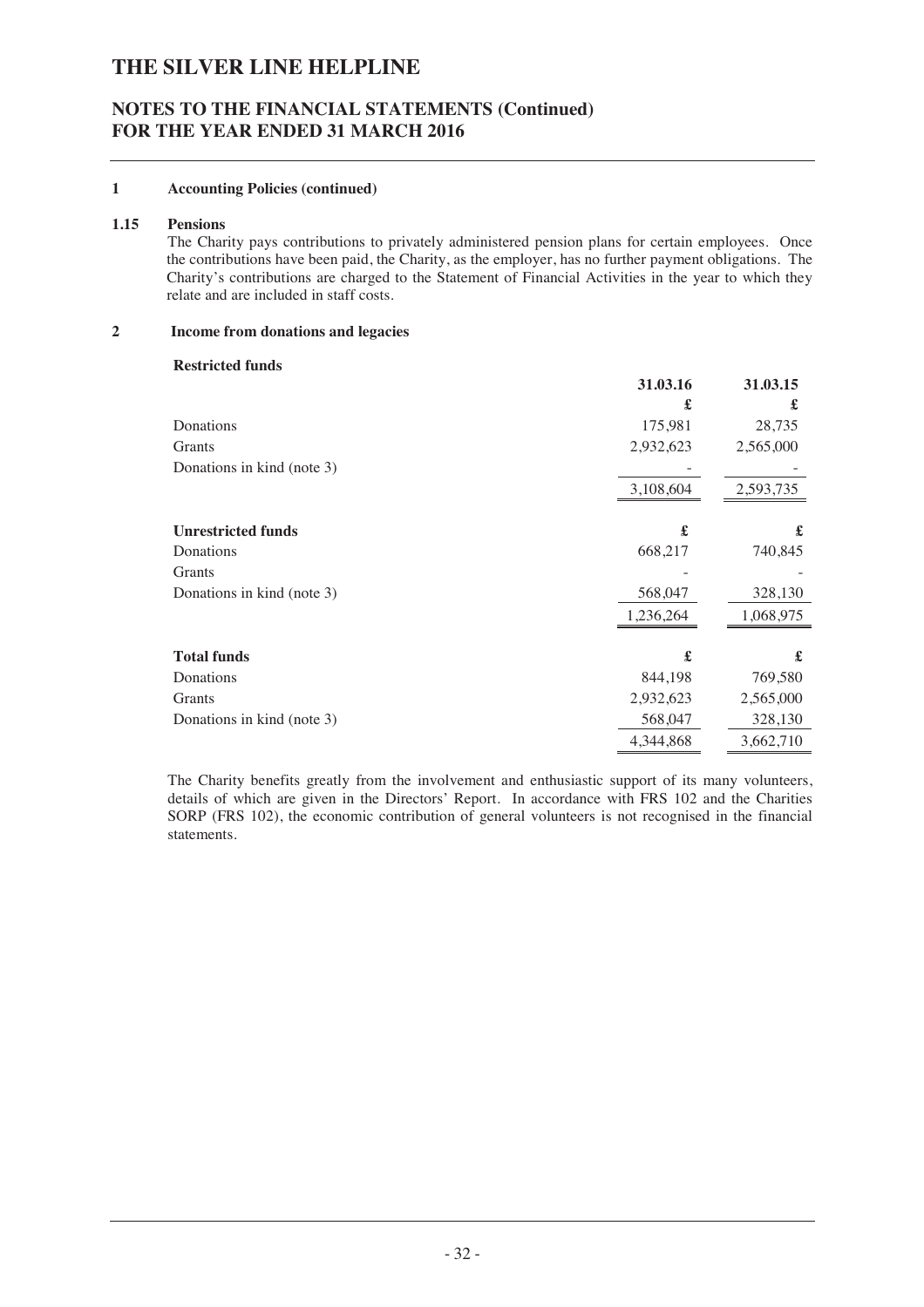# THE SILVER LINE HELPLINE

## NOTES TO THE FINANCIAL STATEMENTS (Continued)
## FOR THE YEAR ENDED 31 MARCH 2016

### 1 Accounting Policies (continued)

#### 1.15 Pensions

The Charity pays contributions to privately administered pension plans for certain employees. Once the contributions have been paid, the Charity, as the employer, has no further payment obligations. The Charity's contributions are charged to the Statement of Financial Activities in the year to which they relate and are included in staff costs.

### 2 Income from donations and legacies

| **Restricted funds** | **31.03.16** | **31.03.15** |
|---|---|---|
| | **£** | **£** |
| Donations | 175,981 | 28,735 |
| Grants | 2,932,623 | 2,565,000 |
| Donations in kind (note 3) | - | - |
| | 3,108,604 | 2,593,735 |
| **Unrestricted funds** | **£** | **£** |
| Donations | 668,217 | 740,845 |
| Grants | - | - |
| Donations in kind (note 3) | 568,047 | 328,130 |
| | 1,236,264 | 1,068,975 |
| **Total funds** | **£** | **£** |
| Donations | 844,198 | 769,580 |
| Grants | 2,932,623 | 2,565,000 |
| Donations in kind (note 3) | 568,047 | 328,130 |
| | 4,344,868 | 3,662,710 |

The Charity benefits greatly from the involvement and enthusiastic support of its many volunteers, details of which are given in the Directors' Report. In accordance with FRS 102 and the Charities SORP (FRS 102), the economic contribution of general volunteers is not recognised in the financial statements.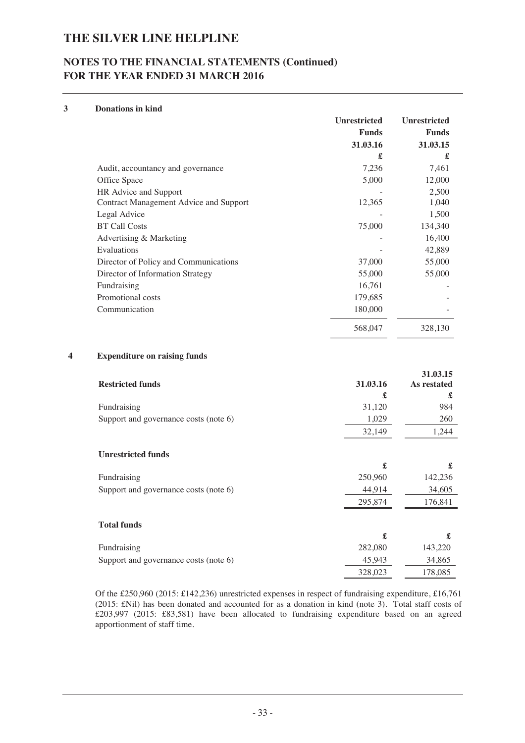# THE SILVER LINE HELPLINE

## NOTES TO THE FINANCIAL STATEMENTS (Continued)
## FOR THE YEAR ENDED 31 MARCH 2016

### 3 Donations in kind

| | Unrestricted Funds 31.03.16 | Unrestricted Funds 31.03.15 |
|---|---|---|
| | £ | £ |
| Audit, accountancy and governance | 7,236 | 7,461 |
| Office Space | 5,000 | 12,000 |
| HR Advice and Support | - | 2,500 |
| Contract Management Advice and Support | 12,365 | 1,040 |
| Legal Advice | - | 1,500 |
| BT Call Costs | 75,000 | 134,340 |
| Advertising & Marketing | - | 16,400 |
| Evaluations | - | 42,889 |
| Director of Policy and Communications | 37,000 | 55,000 |
| Director of Information Strategy | 55,000 | 55,000 |
| Fundraising | 16,761 | - |
| Promotional costs | 179,685 | - |
| Communication | 180,000 | - |
| | 568,047 | 328,130 |

### 4 Expenditure on raising funds

| | 31.03.16 | 31.03.15 As restated |
|---|---|---|
| **Restricted funds** | £ | £ |
| Fundraising | 31,120 | 984 |
| Support and governance costs (note 6) | 1,029 | 260 |
| | 32,149 | 1,244 |
| **Unrestricted funds** | £ | £ |
| Fundraising | 250,960 | 142,236 |
| Support and governance costs (note 6) | 44,914 | 34,605 |
| | 295,874 | 176,841 |
| **Total funds** | £ | £ |
| Fundraising | 282,080 | 143,220 |
| Support and governance costs (note 6) | 45,943 | 34,865 |
| | 328,023 | 178,085 |

Of the £250,960 (2015: £142,236) unrestricted expenses in respect of fundraising expenditure, £16,761 (2015: £Nil) has been donated and accounted for as a donation in kind (note 3). Total staff costs of £203,997 (2015: £83,581) have been allocated to fundraising expenditure based on an agreed apportionment of staff time.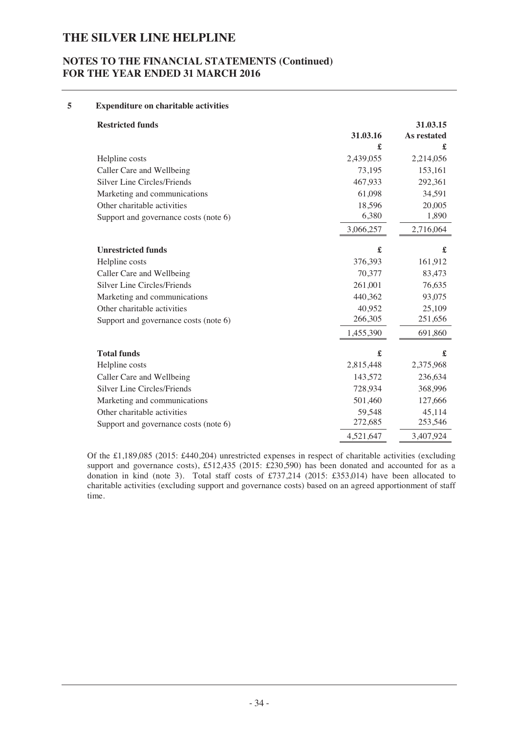## 5 Expenditure on charitable activities

| Restricted funds | 31.03.16 | 31.03.15 As restated |
|---|---|---|
| | £ | £ |
| Helpline costs | 2,439,055 | 2,214,056 |
| Caller Care and Wellbeing | 73,195 | 153,161 |
| Silver Line Circles/Friends | 467,933 | 292,361 |
| Marketing and communications | 61,098 | 34,591 |
| Other charitable activities | 18,596 | 20,005 |
| Support and governance costs (note 6) | 6,380 | 1,890 |
| | 3,066,257 | 2,716,064 |
| **Unrestricted funds** | **£** | **£** |
| Helpline costs | 376,393 | 161,912 |
| Caller Care and Wellbeing | 70,377 | 83,473 |
| Silver Line Circles/Friends | 261,001 | 76,635 |
| Marketing and communications | 440,362 | 93,075 |
| Other charitable activities | 40,952 | 25,109 |
| Support and governance costs (note 6) | 266,305 | 251,656 |
| | 1,455,390 | 691,860 |
| **Total funds** | **£** | **£** |
| Helpline costs | 2,815,448 | 2,375,968 |
| Caller Care and Wellbeing | 143,572 | 236,634 |
| Silver Line Circles/Friends | 728,934 | 368,996 |
| Marketing and communications | 501,460 | 127,666 |
| Other charitable activities | 59,548 | 45,114 |
| Support and governance costs (note 6) | 272,685 | 253,546 |
| | 4,521,647 | 3,407,924 |

Of the £1,189,085 (2015: £440,204) unrestricted expenses in respect of charitable activities (excluding support and governance costs), £512,435 (2015: £230,590) has been donated and accounted for as a donation in kind (note 3). Total staff costs of £737,214 (2015: £353,014) have been allocated to charitable activities (excluding support and governance costs) based on an agreed apportionment of staff time.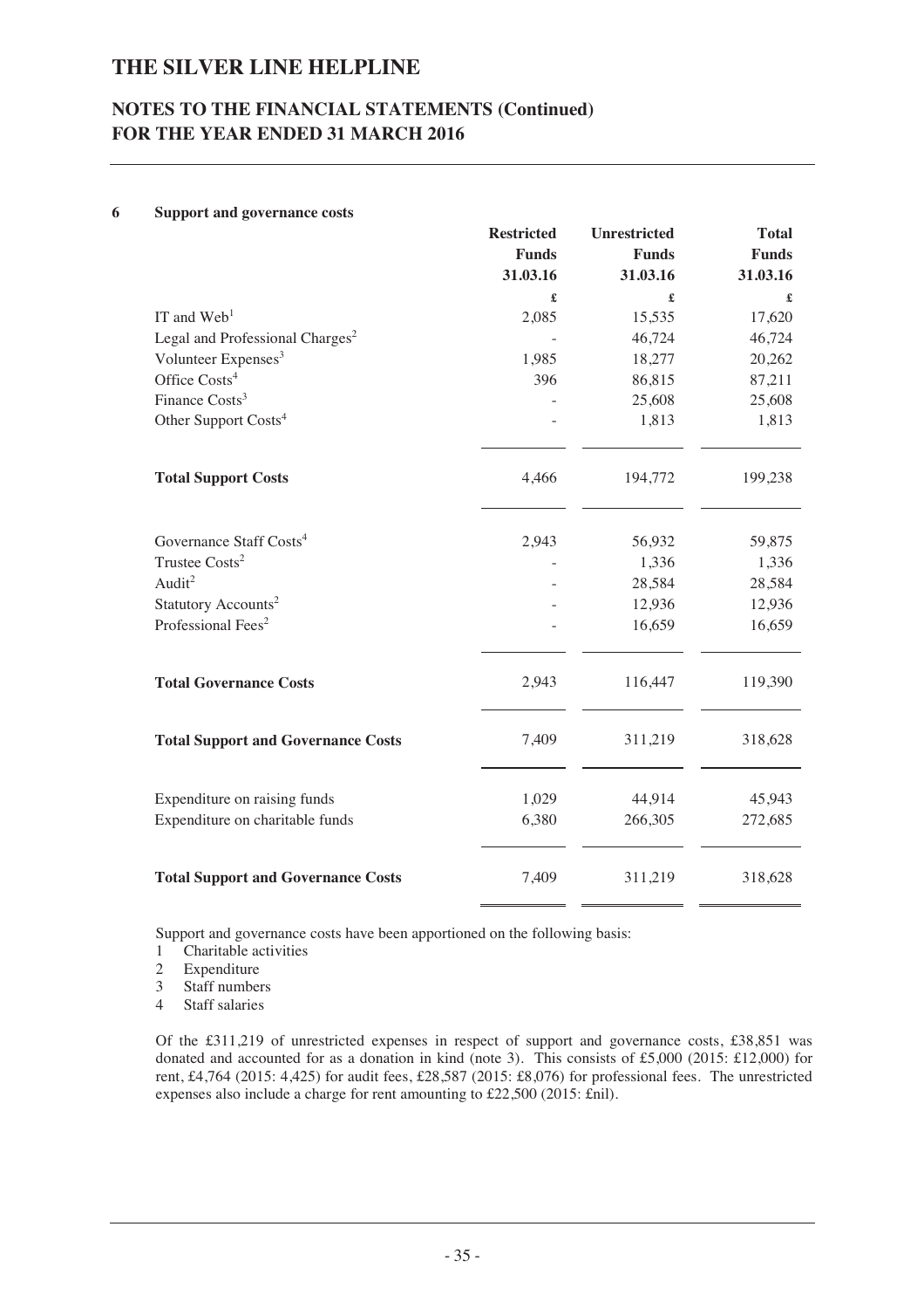## 6 Support and governance costs

| | Restricted Funds 31.03.16 | Unrestricted Funds 31.03.16 | Total Funds 31.03.16 |
|---|---|---|---|
| | £ | £ | £ |
| IT and Web[1] | 2,085 | 15,535 | 17,620 |
| Legal and Professional Charges[2] | - | 46,724 | 46,724 |
| Volunteer Expenses[3] | 1,985 | 18,277 | 20,262 |
| Office Costs[4] | 396 | 86,815 | 87,211 |
| Finance Costs[3] | - | 25,608 | 25,608 |
| Other Support Costs[4] | - | 1,813 | 1,813 |
| **Total Support Costs** | 4,466 | 194,772 | 199,238 |
| Governance Staff Costs[4] | 2,943 | 56,932 | 59,875 |
| Trustee Costs[2] | - | 1,336 | 1,336 |
| Audit[2] | - | 28,584 | 28,584 |
| Statutory Accounts[2] | - | 12,936 | 12,936 |
| Professional Fees[2] | - | 16,659 | 16,659 |
| **Total Governance Costs** | 2,943 | 116,447 | 119,390 |
| **Total Support and Governance Costs** | 7,409 | 311,219 | 318,628 |
| Expenditure on raising funds | 1,029 | 44,914 | 45,943 |
| Expenditure on charitable funds | 6,380 | 266,305 | 272,685 |
| **Total Support and Governance Costs** | 7,409 | 311,219 | 318,628 |

Support and governance costs have been apportioned on the following basis:

1. Charitable activities
2. Expenditure
3. Staff numbers
4. Staff salaries

Of the £311,219 of unrestricted expenses in respect of support and governance costs, £38,851 was donated and accounted for as a donation in kind (note 3). This consists of £5,000 (2015: £12,000) for rent, £4,764 (2015: 4,425) for audit fees, £28,587 (2015: £8,076) for professional fees. The unrestricted expenses also include a charge for rent amounting to £22,500 (2015: £nil).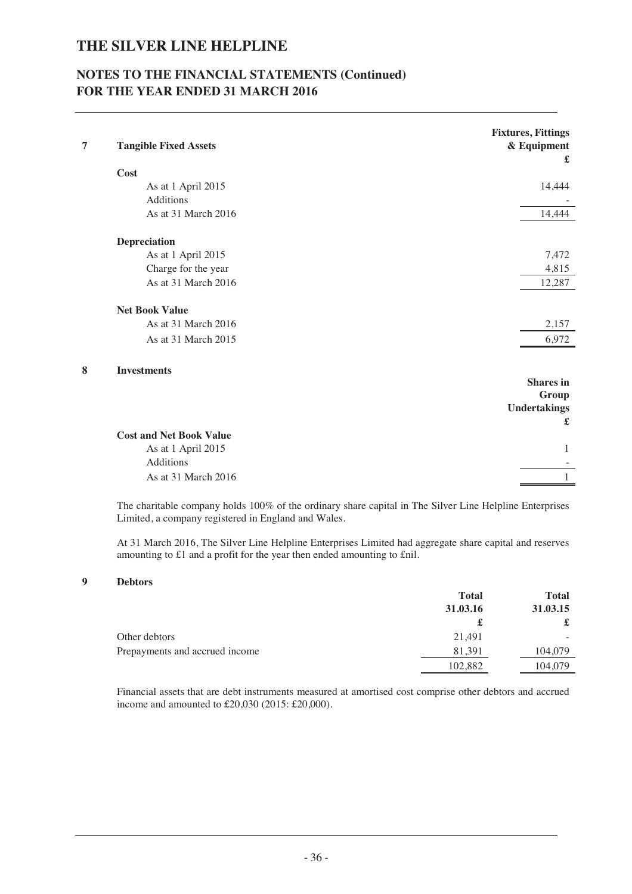# THE SILVER LINE HELPLINE

## NOTES TO THE FINANCIAL STATEMENTS (Continued) FOR THE YEAR ENDED 31 MARCH 2016

### 7 Tangible Fixed Assets

| | Fixtures, Fittings & Equipment |
|---|---|
| | £ |
| **Cost** | |
| As at 1 April 2015 | 14,444 |
| Additions | - |
| As at 31 March 2016 | 14,444 |
| **Depreciation** | |
| As at 1 April 2015 | 7,472 |
| Charge for the year | 4,815 |
| As at 31 March 2016 | 12,287 |
| **Net Book Value** | |
| As at 31 March 2016 | 2,157 |
| As at 31 March 2015 | 6,972 |

### 8 Investments

| | Shares in Group Undertakings |
|---|---|
| | £ |
| **Cost and Net Book Value** | |
| As at 1 April 2015 | 1 |
| Additions | - |
| As at 31 March 2016 | 1 |

The charitable company holds 100% of the ordinary share capital in The Silver Line Helpline Enterprises Limited, a company registered in England and Wales.

At 31 March 2016, The Silver Line Helpline Enterprises Limited had aggregate share capital and reserves amounting to £1 and a profit for the year then ended amounting to £nil.

### 9 Debtors

| | Total 31.03.16 | Total 31.03.15 |
|---|---|---|
| | £ | £ |
| Other debtors | 21,491 | - |
| Prepayments and accrued income | 81,391 | 104,079 |
| | 102,882 | 104,079 |

Financial assets that are debt instruments measured at amortised cost comprise other debtors and accrued income and amounted to £20,030 (2015: £20,000).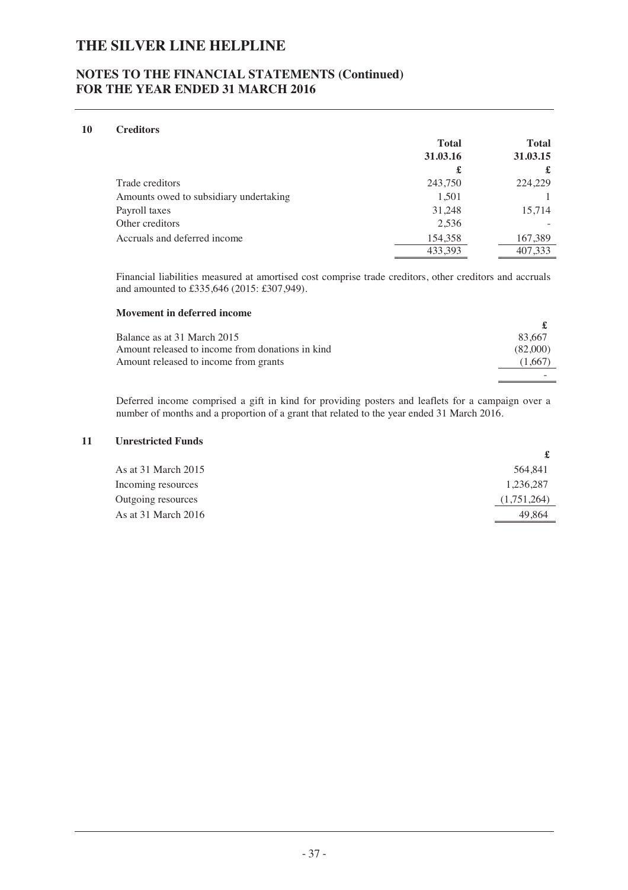# THE SILVER LINE HELPLINE

## NOTES TO THE FINANCIAL STATEMENTS (Continued) FOR THE YEAR ENDED 31 MARCH 2016

### 10 Creditors

| | Total 31.03.16 | Total 31.03.15 |
|---|---|---|
| | £ | £ |
| Trade creditors | 243,750 | 224,229 |
| Amounts owed to subsidiary undertaking | 1,501 | 1 |
| Payroll taxes | 31,248 | 15,714 |
| Other creditors | 2,536 | - |
| Accruals and deferred income | 154,358 | 167,389 |
| | 433,393 | 407,333 |

Financial liabilities measured at amortised cost comprise trade creditors, other creditors and accruals and amounted to £335,646 (2015: £307,949).

**Movement in deferred income**

| | £ |
|---|---|
| Balance as at 31 March 2015 | 83,667 |
| Amount released to income from donations in kind | (82,000) |
| Amount released to income from grants | (1,667) |
| | - |

Deferred income comprised a gift in kind for providing posters and leaflets for a campaign over a number of months and a proportion of a grant that related to the year ended 31 March 2016.

### 11 Unrestricted Funds

| | £ |
|---|---|
| As at 31 March 2015 | 564,841 |
| Incoming resources | 1,236,287 |
| Outgoing resources | (1,751,264) |
| As at 31 March 2016 | 49,864 |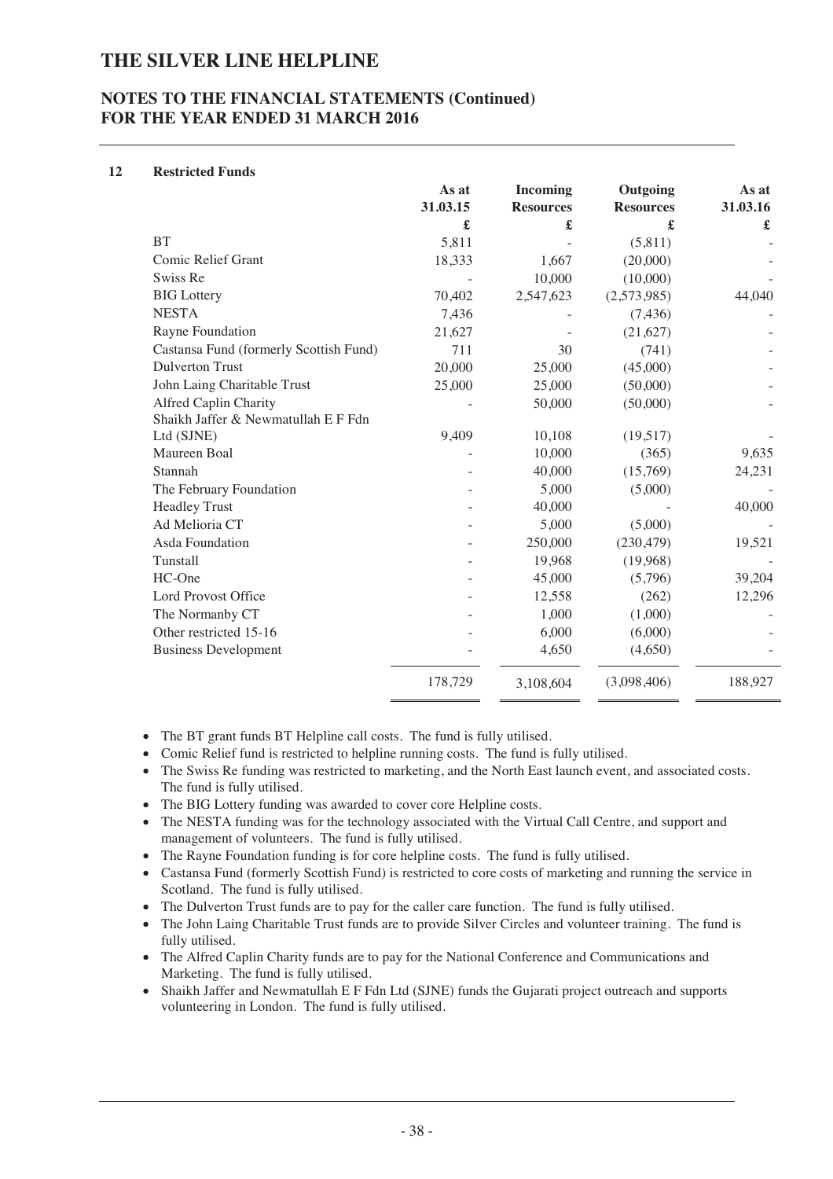# THE SILVER LINE HELPLINE

## NOTES TO THE FINANCIAL STATEMENTS (Continued) FOR THE YEAR ENDED 31 MARCH 2016

### 12 Restricted Funds

| | As at 31.03.15 £ | Incoming Resources £ | Outgoing Resources £ | As at 31.03.16 £ |
|---|---|---|---|---|
| BT | 5,811 | - | (5,811) | - |
| Comic Relief Grant | 18,333 | 1,667 | (20,000) | - |
| Swiss Re | - | 10,000 | (10,000) | - |
| BIG Lottery | 70,402 | 2,547,623 | (2,573,985) | 44,040 |
| NESTA | 7,436 | - | (7,436) | - |
| Rayne Foundation | 21,627 | - | (21,627) | - |
| Castansa Fund (formerly Scottish Fund) | 711 | 30 | (741) | - |
| Dulverton Trust | 20,000 | 25,000 | (45,000) | - |
| John Laing Charitable Trust | 25,000 | 25,000 | (50,000) | - |
| Alfred Caplin Charity | - | 50,000 | (50,000) | - |
| Shaikh Jaffer & Newmatullah E F Fdn Ltd (SJNE) | 9,409 | 10,108 | (19,517) | - |
| Maureen Boal | - | 10,000 | (365) | 9,635 |
| Stannah | - | 40,000 | (15,769) | 24,231 |
| The February Foundation | - | 5,000 | (5,000) | - |
| Headley Trust | - | 40,000 | - | 40,000 |
| Ad Melioria CT | - | 5,000 | (5,000) | - |
| Asda Foundation | - | 250,000 | (230,479) | 19,521 |
| Tunstall | - | 19,968 | (19,968) | - |
| HC-One | - | 45,000 | (5,796) | 39,204 |
| Lord Provost Office | - | 12,558 | (262) | 12,296 |
| The Normanby CT | - | 1,000 | (1,000) | - |
| Other restricted 15-16 | - | 6,000 | (6,000) | - |
| Business Development | - | 4,650 | (4,650) | - |
| | 178,729 | 3,108,604 | (3,098,406) | 188,927 |

- The BT grant funds BT Helpline call costs. The fund is fully utilised.
- Comic Relief fund is restricted to helpline running costs. The fund is fully utilised.
- The Swiss Re funding was restricted to marketing, and the North East launch event, and associated costs. The fund is fully utilised.
- The BIG Lottery funding was awarded to cover core Helpline costs.
- The NESTA funding was for the technology associated with the Virtual Call Centre, and support and management of volunteers. The fund is fully utilised.
- The Rayne Foundation funding is for core helpline costs. The fund is fully utilised.
- Castansa Fund (formerly Scottish Fund) is restricted to core costs of marketing and running the service in Scotland. The fund is fully utilised.
- The Dulverton Trust funds are to pay for the caller care function. The fund is fully utilised.
- The John Laing Charitable Trust funds are to provide Silver Circles and volunteer training. The fund is fully utilised.
- The Alfred Caplin Charity funds are to pay for the National Conference and Communications and Marketing. The fund is fully utilised.
- Shaikh Jaffer and Newmatullah E F Fdn Ltd (SJNE) funds the Gujarati project outreach and supports volunteering in London. The fund is fully utilised.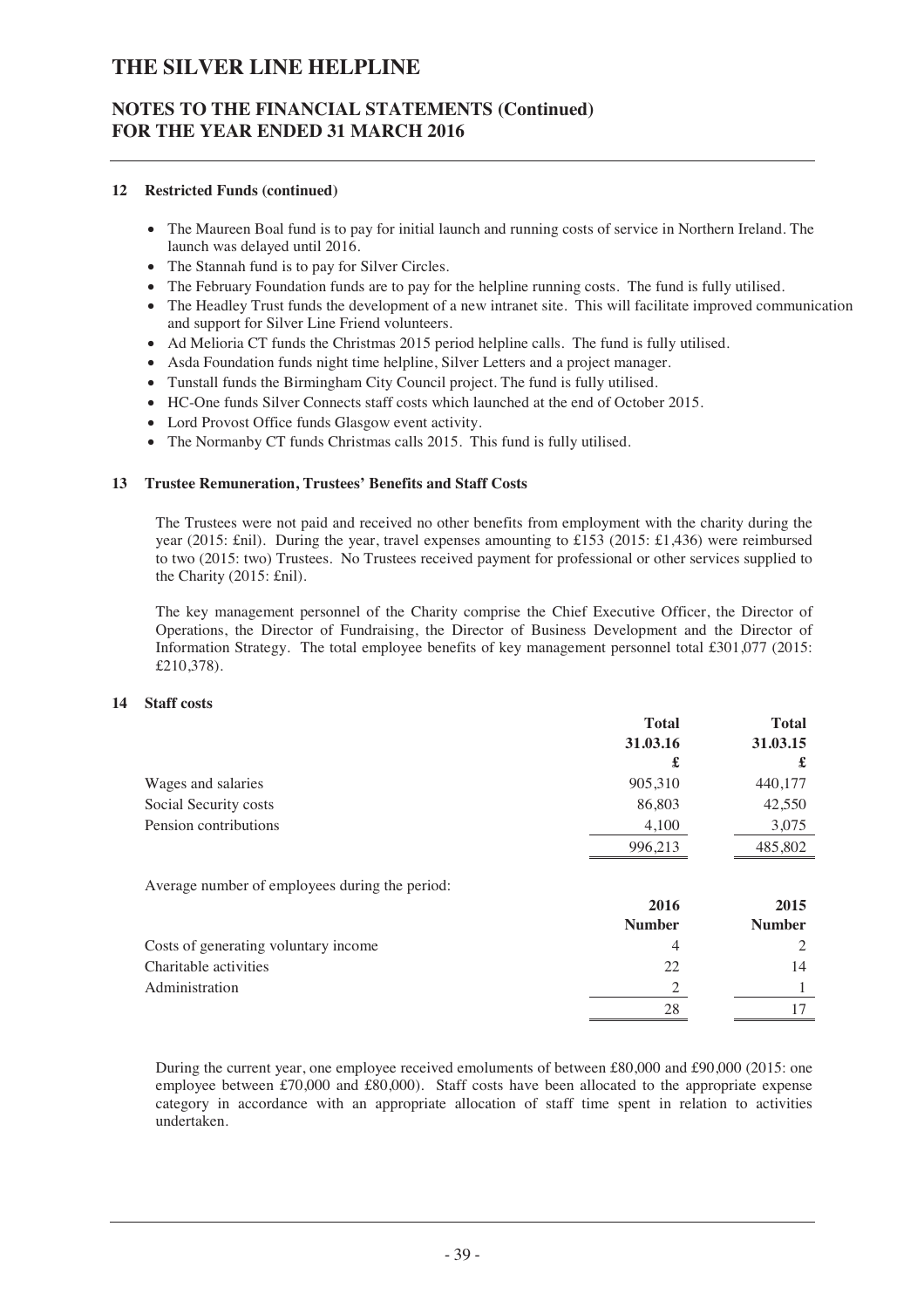## 12 Restricted Funds (continued)

- The Maureen Boal fund is to pay for initial launch and running costs of service in Northern Ireland. The launch was delayed until 2016.
- The Stannah fund is to pay for Silver Circles.
- The February Foundation funds are to pay for the helpline running costs. The fund is fully utilised.
- The Headley Trust funds the development of a new intranet site. This will facilitate improved communication and support for Silver Line Friend volunteers.
- Ad Melioria CT funds the Christmas 2015 period helpline calls. The fund is fully utilised.
- Asda Foundation funds night time helpline, Silver Letters and a project manager.
- Tunstall funds the Birmingham City Council project. The fund is fully utilised.
- HC-One funds Silver Connects staff costs which launched at the end of October 2015.
- Lord Provost Office funds Glasgow event activity.
- The Normanby CT funds Christmas calls 2015. This fund is fully utilised.

## 13 Trustee Remuneration, Trustees' Benefits and Staff Costs

The Trustees were not paid and received no other benefits from employment with the charity during the year (2015: £nil). During the year, travel expenses amounting to £153 (2015: £1,436) were reimbursed to two (2015: two) Trustees. No Trustees received payment for professional or other services supplied to the Charity (2015: £nil).

The key management personnel of the Charity comprise the Chief Executive Officer, the Director of Operations, the Director of Fundraising, the Director of Business Development and the Director of Information Strategy. The total employee benefits of key management personnel total £301,077 (2015: £210,378).

## 14 Staff costs

| | Total 31.03.16 £ | Total 31.03.15 £ |
|---|---|---|
| Wages and salaries | 905,310 | 440,177 |
| Social Security costs | 86,803 | 42,550 |
| Pension contributions | 4,100 | 3,075 |
| | 996,213 | 485,802 |

Average number of employees during the period:

| | 2016 Number | 2015 Number |
|---|---|---|
| Costs of generating voluntary income | 4 | 2 |
| Charitable activities | 22 | 14 |
| Administration | 2 | 1 |
| | 28 | 17 |

During the current year, one employee received emoluments of between £80,000 and £90,000 (2015: one employee between £70,000 and £80,000). Staff costs have been allocated to the appropriate expense category in accordance with an appropriate allocation of staff time spent in relation to activities undertaken.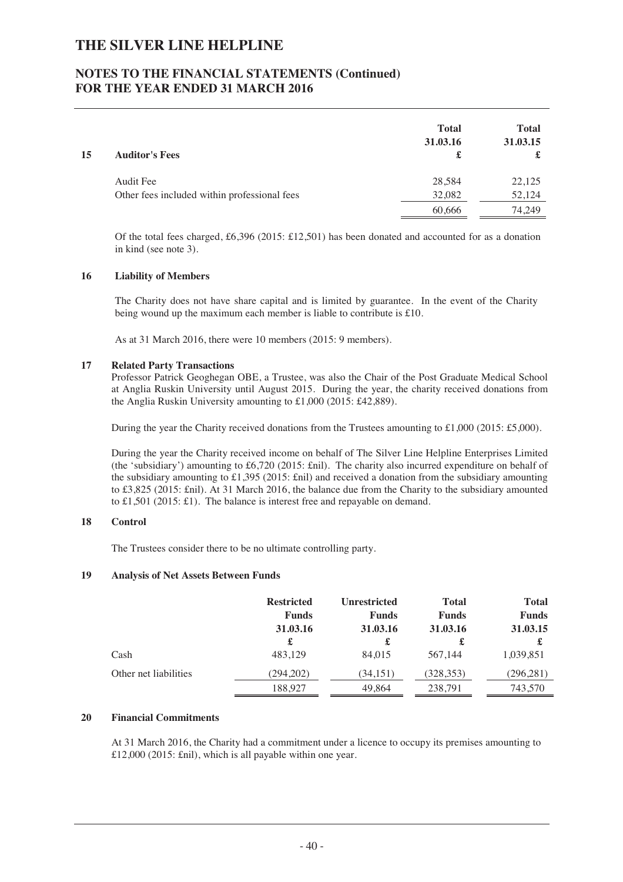## 15 Auditor's Fees

| | Total 31.03.16 £ | Total 31.03.15 £ |
|---|---|---|
| Audit Fee | 28,584 | 22,125 |
| Other fees included within professional fees | 32,082 | 52,124 |
| | 60,666 | 74,249 |

Of the total fees charged, £6,396 (2015: £12,501) has been donated and accounted for as a donation in kind (see note 3).

## 16 Liability of Members

The Charity does not have share capital and is limited by guarantee. In the event of the Charity being wound up the maximum each member is liable to contribute is £10.

As at 31 March 2016, there were 10 members (2015: 9 members).

## 17 Related Party Transactions

Professor Patrick Geoghegan OBE, a Trustee, was also the Chair of the Post Graduate Medical School at Anglia Ruskin University until August 2015. During the year, the charity received donations from the Anglia Ruskin University amounting to £1,000 (2015: £42,889).

During the year the Charity received donations from the Trustees amounting to £1,000 (2015: £5,000).

During the year the Charity received income on behalf of The Silver Line Helpline Enterprises Limited (the 'subsidiary') amounting to £6,720 (2015: £nil). The charity also incurred expenditure on behalf of the subsidiary amounting to £1,395 (2015: £nil) and received a donation from the subsidiary amounting to £3,825 (2015: £nil). At 31 March 2016, the balance due from the Charity to the subsidiary amounted to £1,501 (2015: £1). The balance is interest free and repayable on demand.

## 18 Control

The Trustees consider there to be no ultimate controlling party.

## 19 Analysis of Net Assets Between Funds

| | Restricted Funds 31.03.16 £ | Unrestricted Funds 31.03.16 £ | Total Funds 31.03.16 £ | Total Funds 31.03.15 £ |
|---|---|---|---|---|
| Cash | 483,129 | 84,015 | 567,144 | 1,039,851 |
| Other net liabilities | (294,202) | (34,151) | (328,353) | (296,281) |
| | 188,927 | 49,864 | 238,791 | 743,570 |

## 20 Financial Commitments

At 31 March 2016, the Charity had a commitment under a licence to occupy its premises amounting to £12,000 (2015: £nil), which is all payable within one year.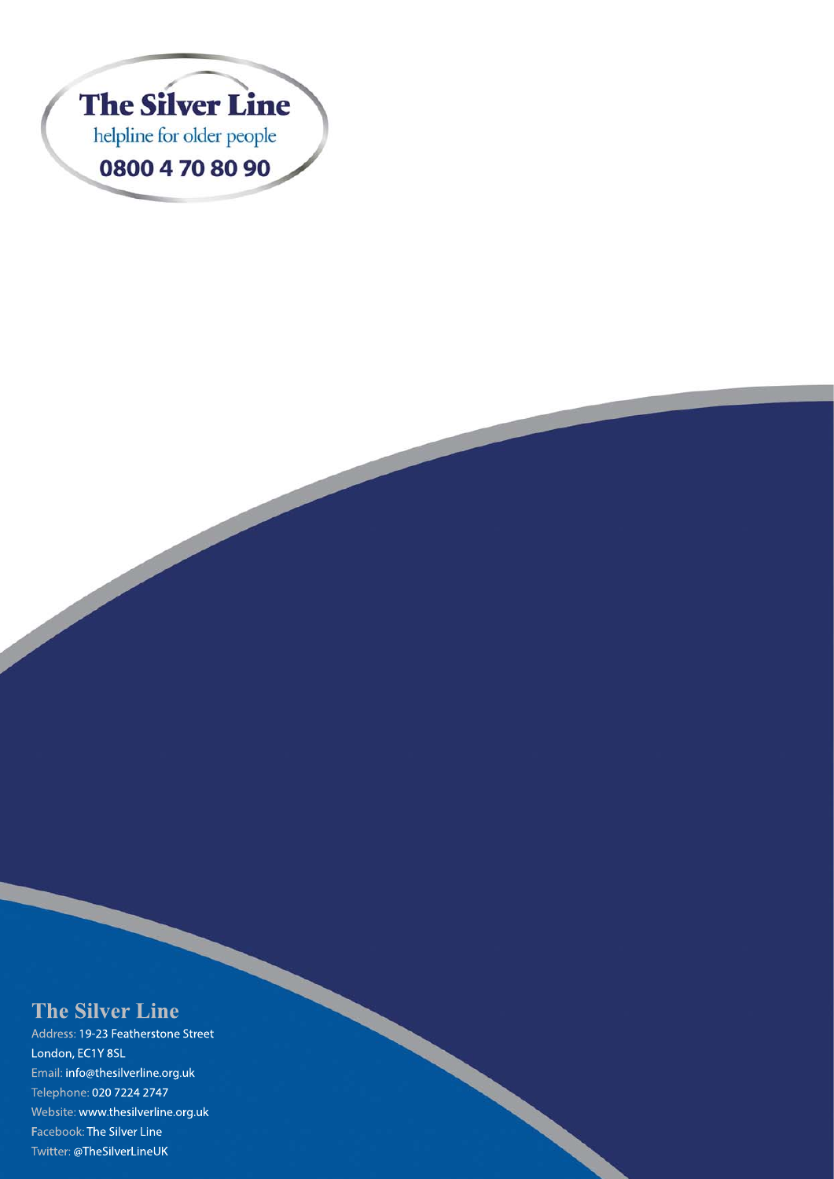The Silver Line

helpline for older people

0800 4 70 80 90

## The Silver Line

Address: 19-23 Featherstone Street
London, EC1Y 8SL
Email: info@thesilverline.org.uk
Telephone: 020 7224 2747
Website: www.thesilverline.org.uk
Facebook: The Silver Line
Twitter: @TheSilverLineUK